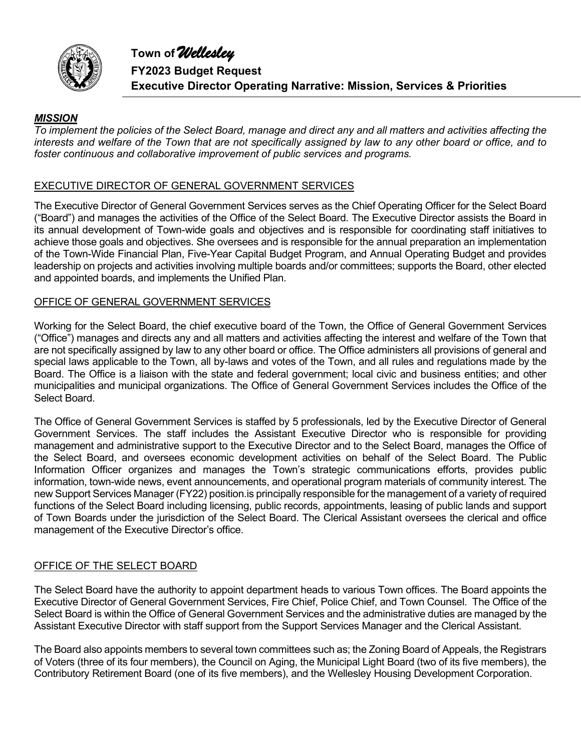# Town of *Wellesley*
## FY2023 Budget Request
## Executive Director Operating Narrative: Mission, Services & Priorities

***MISSION***

*To implement the policies of the Select Board, manage and direct any and all matters and activities affecting the interests and welfare of the Town that are not specifically assigned by law to any other board or office, and to foster continuous and collaborative improvement of public services and programs.*

### EXECUTIVE DIRECTOR OF GENERAL GOVERNMENT SERVICES

The Executive Director of General Government Services serves as the Chief Operating Officer for the Select Board ("Board") and manages the activities of the Office of the Select Board. The Executive Director assists the Board in its annual development of Town-wide goals and objectives and is responsible for coordinating staff initiatives to achieve those goals and objectives. She oversees and is responsible for the annual preparation an implementation of the Town-Wide Financial Plan, Five-Year Capital Budget Program, and Annual Operating Budget and provides leadership on projects and activities involving multiple boards and/or committees; supports the Board, other elected and appointed boards, and implements the Unified Plan.

### OFFICE OF GENERAL GOVERNMENT SERVICES

Working for the Select Board, the chief executive board of the Town, the Office of General Government Services ("Office") manages and directs any and all matters and activities affecting the interest and welfare of the Town that are not specifically assigned by law to any other board or office. The Office administers all provisions of general and special laws applicable to the Town, all by-laws and votes of the Town, and all rules and regulations made by the Board. The Office is a liaison with the state and federal government; local civic and business entities; and other municipalities and municipal organizations. The Office of General Government Services includes the Office of the Select Board.

The Office of General Government Services is staffed by 5 professionals, led by the Executive Director of General Government Services. The staff includes the Assistant Executive Director who is responsible for providing management and administrative support to the Executive Director and to the Select Board, manages the Office of the Select Board, and oversees economic development activities on behalf of the Select Board. The Public Information Officer organizes and manages the Town's strategic communications efforts, provides public information, town-wide news, event announcements, and operational program materials of community interest. The new Support Services Manager (FY22) position.is principally responsible for the management of a variety of required functions of the Select Board including licensing, public records, appointments, leasing of public lands and support of Town Boards under the jurisdiction of the Select Board. The Clerical Assistant oversees the clerical and office management of the Executive Director's office.

### OFFICE OF THE SELECT BOARD

The Select Board have the authority to appoint department heads to various Town offices. The Board appoints the Executive Director of General Government Services, Fire Chief, Police Chief, and Town Counsel. The Office of the Select Board is within the Office of General Government Services and the administrative duties are managed by the Assistant Executive Director with staff support from the Support Services Manager and the Clerical Assistant.

The Board also appoints members to several town committees such as; the Zoning Board of Appeals, the Registrars of Voters (three of its four members), the Council on Aging, the Municipal Light Board (two of its five members), the Contributory Retirement Board (one of its five members), and the Wellesley Housing Development Corporation.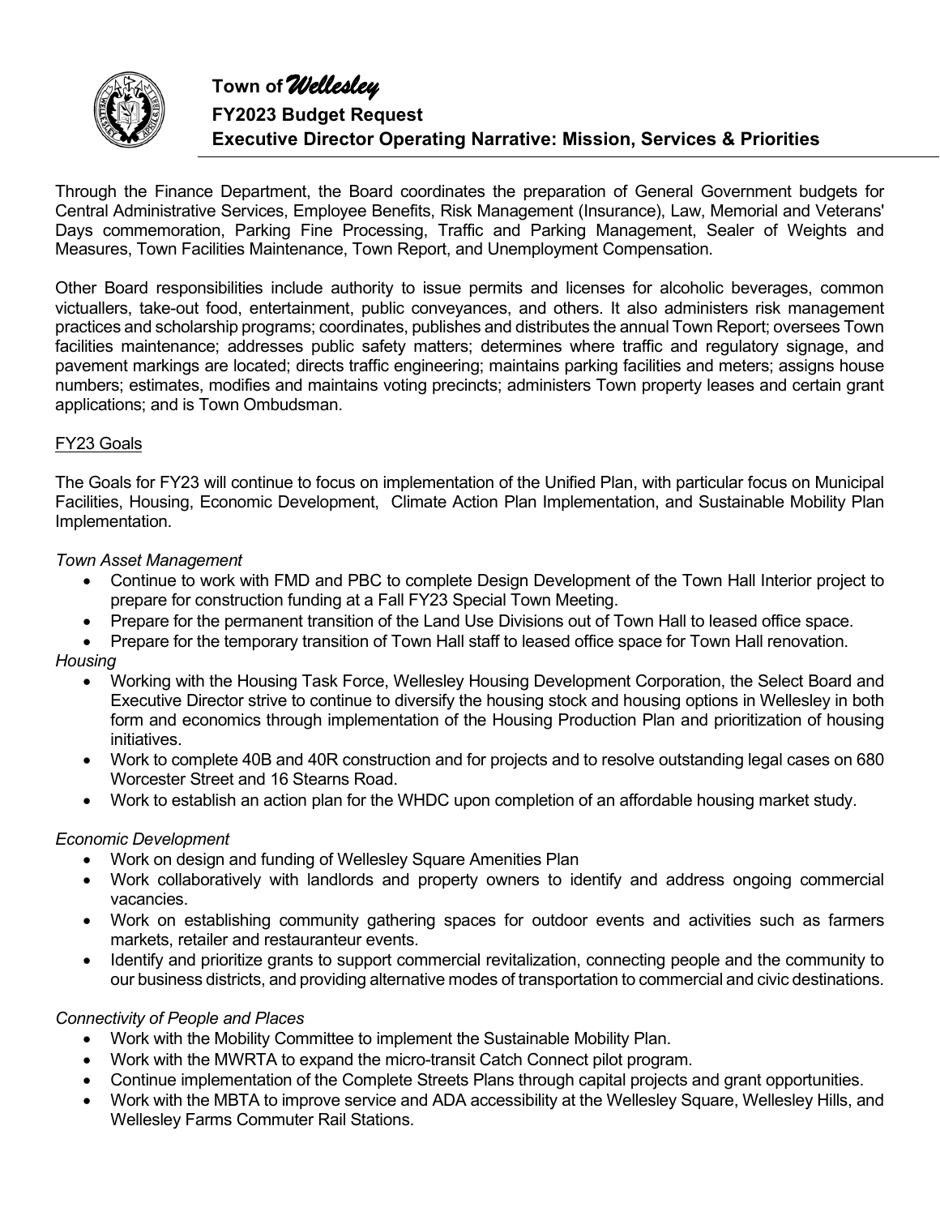# Town of *Wellesley*
## FY2023 Budget Request
## Executive Director Operating Narrative: Mission, Services & Priorities

Through the Finance Department, the Board coordinates the preparation of General Government budgets for Central Administrative Services, Employee Benefits, Risk Management (Insurance), Law, Memorial and Veterans' Days commemoration, Parking Fine Processing, Traffic and Parking Management, Sealer of Weights and Measures, Town Facilities Maintenance, Town Report, and Unemployment Compensation.

Other Board responsibilities include authority to issue permits and licenses for alcoholic beverages, common victuallers, take-out food, entertainment, public conveyances, and others. It also administers risk management practices and scholarship programs; coordinates, publishes and distributes the annual Town Report; oversees Town facilities maintenance; addresses public safety matters; determines where traffic and regulatory signage, and pavement markings are located; directs traffic engineering; maintains parking facilities and meters; assigns house numbers; estimates, modifies and maintains voting precincts; administers Town property leases and certain grant applications; and is Town Ombudsman.

<u>FY23 Goals</u>

The Goals for FY23 will continue to focus on implementation of the Unified Plan, with particular focus on Municipal Facilities, Housing, Economic Development, Climate Action Plan Implementation, and Sustainable Mobility Plan Implementation.

*Town Asset Management*

- Continue to work with FMD and PBC to complete Design Development of the Town Hall Interior project to prepare for construction funding at a Fall FY23 Special Town Meeting.
- Prepare for the permanent transition of the Land Use Divisions out of Town Hall to leased office space.
- Prepare for the temporary transition of Town Hall staff to leased office space for Town Hall renovation.

*Housing*

- Working with the Housing Task Force, Wellesley Housing Development Corporation, the Select Board and Executive Director strive to continue to diversify the housing stock and housing options in Wellesley in both form and economics through implementation of the Housing Production Plan and prioritization of housing initiatives.
- Work to complete 40B and 40R construction and for projects and to resolve outstanding legal cases on 680 Worcester Street and 16 Stearns Road.
- Work to establish an action plan for the WHDC upon completion of an affordable housing market study.

*Economic Development*

- Work on design and funding of Wellesley Square Amenities Plan
- Work collaboratively with landlords and property owners to identify and address ongoing commercial vacancies.
- Work on establishing community gathering spaces for outdoor events and activities such as farmers markets, retailer and restauranteur events.
- Identify and prioritize grants to support commercial revitalization, connecting people and the community to our business districts, and providing alternative modes of transportation to commercial and civic destinations.

*Connectivity of People and Places*

- Work with the Mobility Committee to implement the Sustainable Mobility Plan.
- Work with the MWRTA to expand the micro-transit Catch Connect pilot program.
- Continue implementation of the Complete Streets Plans through capital projects and grant opportunities.
- Work with the MBTA to improve service and ADA accessibility at the Wellesley Square, Wellesley Hills, and Wellesley Farms Commuter Rail Stations.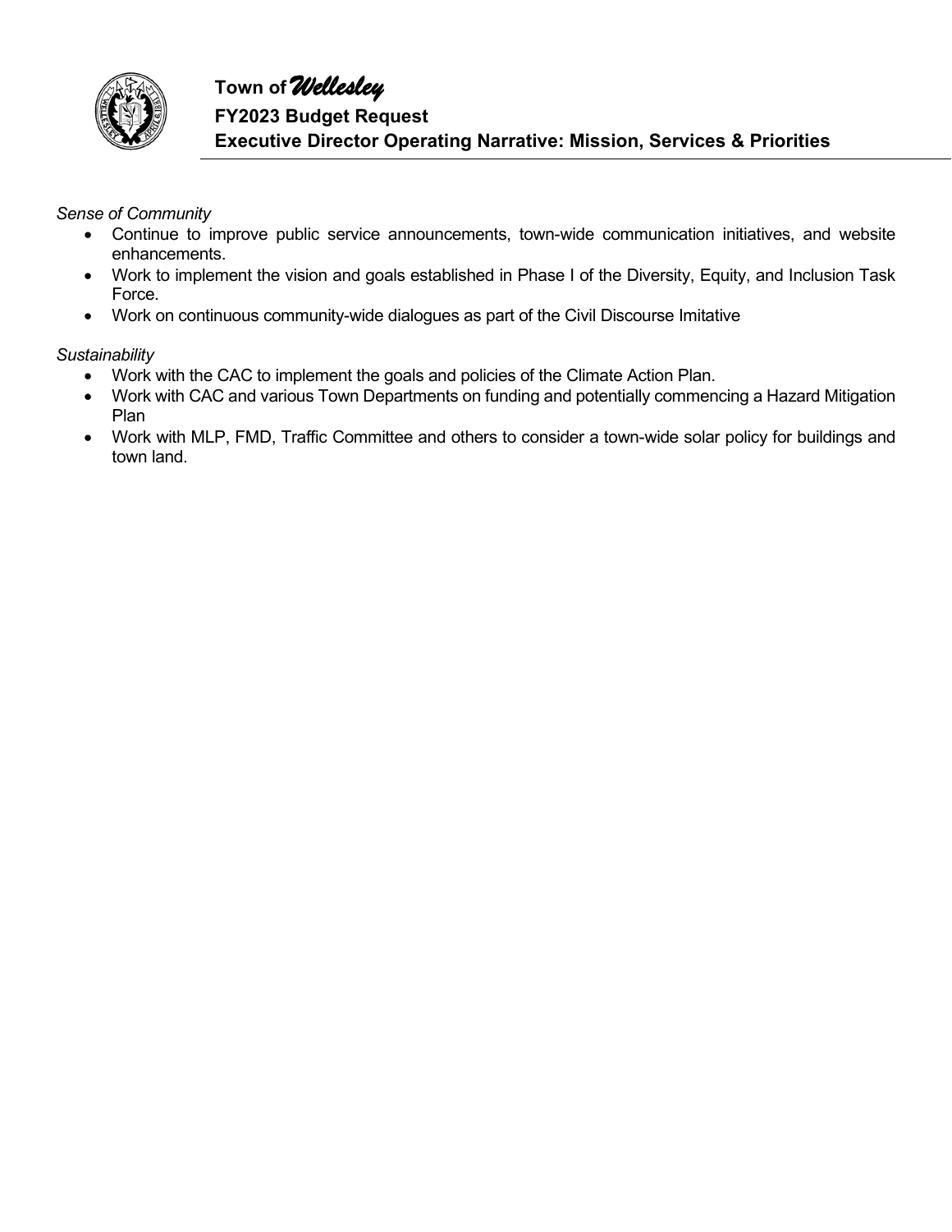*Sense of Community*

- Continue to improve public service announcements, town-wide communication initiatives, and website enhancements.
- Work to implement the vision and goals established in Phase I of the Diversity, Equity, and Inclusion Task Force.
- Work on continuous community-wide dialogues as part of the Civil Discourse Imitative

*Sustainability*

- Work with the CAC to implement the goals and policies of the Climate Action Plan.
- Work with CAC and various Town Departments on funding and potentially commencing a Hazard Mitigation Plan
- Work with MLP, FMD, Traffic Committee and others to consider a town-wide solar policy for buildings and town land.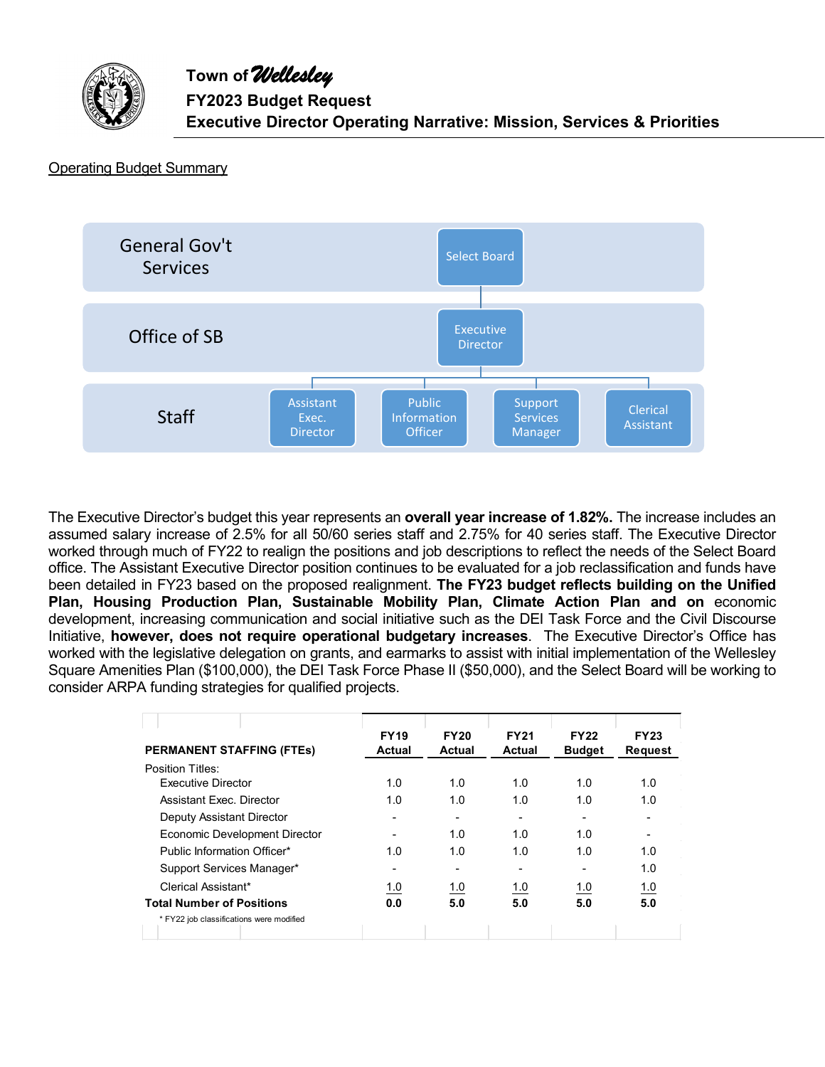# Town of *Wellesley*

## FY2023 Budget Request

## Executive Director Operating Narrative: Mission, Services & Priorities

Operating Budget Summary

General Gov't Services — Select Board

Office of SB — Executive Director

Staff — Assistant Exec. Director; Public Information Officer; Support Services Manager; Clerical Assistant

The Executive Director's budget this year represents an **overall year increase of 1.82%.** The increase includes an assumed salary increase of 2.5% for all 50/60 series staff and 2.75% for 40 series staff. The Executive Director worked through much of FY22 to realign the positions and job descriptions to reflect the needs of the Select Board office. The Assistant Executive Director position continues to be evaluated for a job reclassification and funds have been detailed in FY23 based on the proposed realignment. **The FY23 budget reflects building on the Unified Plan, Housing Production Plan, Sustainable Mobility Plan, Climate Action Plan and on** economic development, increasing communication and social initiative such as the DEI Task Force and the Civil Discourse Initiative, **however, does not require operational budgetary increases**. The Executive Director's Office has worked with the legislative delegation on grants, and earmarks to assist with initial implementation of the Wellesley Square Amenities Plan ($100,000), the DEI Task Force Phase II ($50,000), and the Select Board will be working to consider ARPA funding strategies for qualified projects.

| PERMANENT STAFFING (FTEs) | FY19 Actual | FY20 Actual | FY21 Actual | FY22 Budget | FY23 Request |
|---|---|---|---|---|---|
| Position Titles: | | | | | |
| Executive Director | 1.0 | 1.0 | 1.0 | 1.0 | 1.0 |
| Assistant Exec. Director | 1.0 | 1.0 | 1.0 | 1.0 | 1.0 |
| Deputy Assistant Director | - | - | - | - | - |
| Economic Development Director | - | 1.0 | 1.0 | 1.0 | - |
| Public Information Officer* | 1.0 | 1.0 | 1.0 | 1.0 | 1.0 |
| Support Services Manager* | - | - | - | - | 1.0 |
| Clerical Assistant* | 1.0 | 1.0 | 1.0 | 1.0 | 1.0 |
| **Total Number of Positions** | **0.0** | **5.0** | **5.0** | **5.0** | **5.0** |

\* FY22 job classifications were modified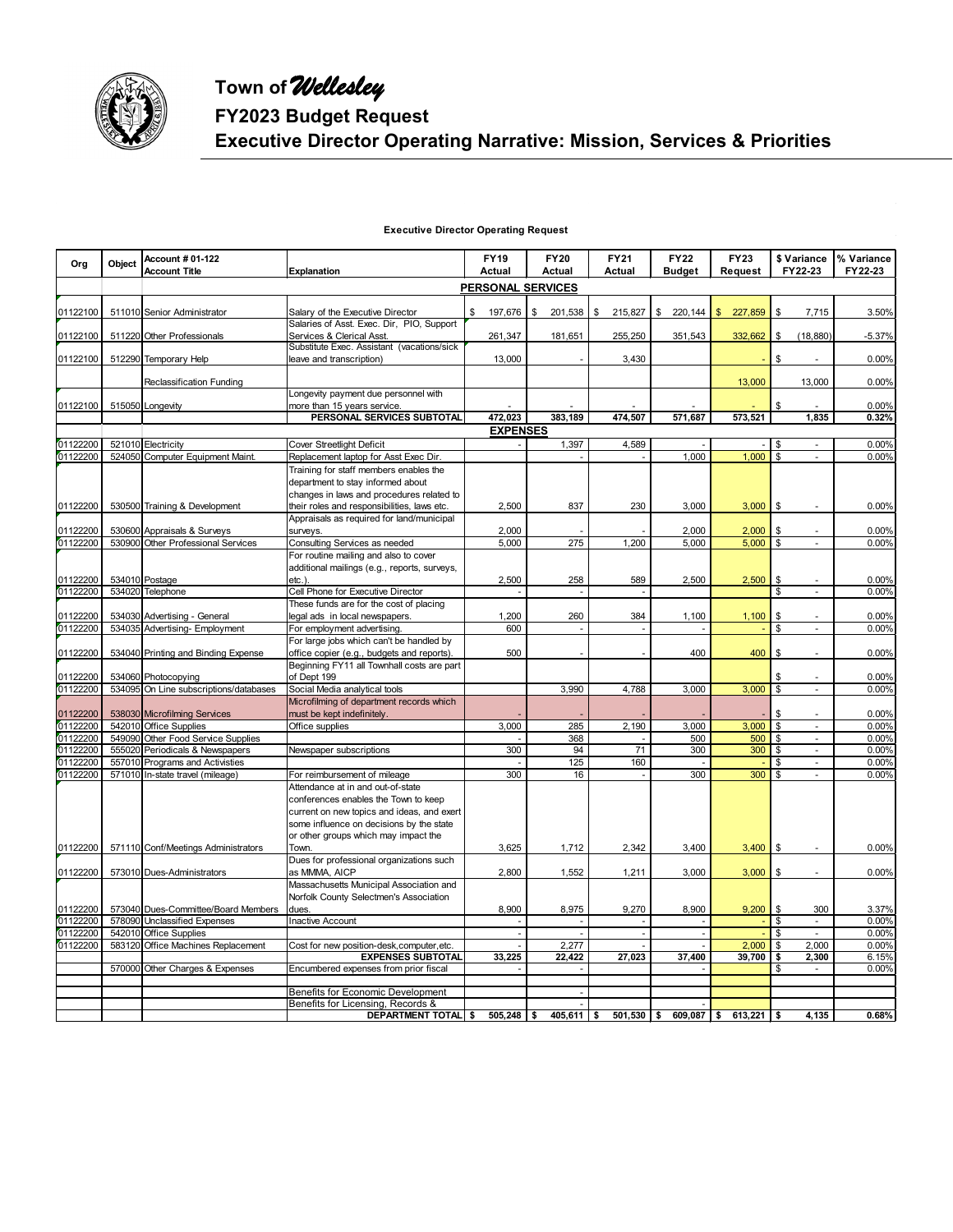# Town of *Wellesley*

## FY2023 Budget Request

## Executive Director Operating Narrative: Mission, Services & Priorities

**Executive Director Operating Request**

| Org | Object | Account # 01-122 Account Title | Explanation | FY19 Actual | FY20 Actual | FY21 Actual | FY22 Budget | FY23 Request | $ Variance FY22-23 | % Variance FY22-23 |
|---|---|---|---|---|---|---|---|---|---|---|
| | | | | **PERSONAL SERVICES** | | | | | | |
| 01122100 | 511010 | Senior Administrator | Salary of the Executive Director | $ 197,676 | $ 201,538 | $ 215,827 | $ 220,144 | $ 227,859 | $ 7,715 | 3.50% |
| 01122100 | 511220 | Other Professionals | Salaries of Asst. Exec. Dir, PIO, Support Services & Clerical Asst. | 261,347 | 181,651 | 255,250 | 351,543 | 332,662 | $ (18,880) | -5.37% |
| 01122100 | 512290 | Temporary Help | Substitute Exec. Assistant (vacations/sick leave and transcription) | 13,000 | - | 3,430 | | - | $ - | 0.00% |
| | | Reclassification Funding | | | | | | 13,000 | 13,000 | 0.00% |
| 01122100 | 515050 | Longevity | Longevity payment due personnel with more than 15 years service. | - | - | - | - | - | $ - | 0.00% |
| | | | **PERSONAL SERVICES SUBTOTAL** | **472,023** | **383,189** | **474,507** | **571,687** | **573,521** | **1,835** | **0.32%** |
| | | | | **EXPENSES** | | | | | | |
| 01122200 | 521010 | Electricity | Cover Streetlight Deficit | - | 1,397 | 4,589 | - | - | $ - | 0.00% |
| 01122200 | 524050 | Computer Equipment Maint. | Replacement laptop for Asst Exec Dir. | | - | - | 1,000 | 1,000 | $ - | 0.00% |
| 01122200 | 530500 | Training & Development | Training for staff members enables the department to stay informed about changes in laws and procedures related to their roles and responsibilities, laws etc. | 2,500 | 837 | 230 | 3,000 | 3,000 | $ - | 0.00% |
| 01122200 | 530600 | Appraisals & Surveys | Appraisals as required for land/municipal surveys. | 2,000 | - | - | 2,000 | 2,000 | $ - | 0.00% |
| 01122200 | 530900 | Other Professional Services | Consulting Services as needed | 5,000 | 275 | 1,200 | 5,000 | 5,000 | $ - | 0.00% |
| 01122200 | 534010 | Postage | For routine mailing and also to cover additional mailings (e.g., reports, surveys, etc.). | 2,500 | 258 | 589 | 2,500 | 2,500 | $ - | 0.00% |
| 01122200 | 534020 | Telephone | Cell Phone for Executive Director | - | - | - | | | $ - | 0.00% |
| 01122200 | 534030 | Advertising - General | These funds are for the cost of placing legal ads in local newspapers. | 1,200 | 260 | 384 | 1,100 | 1,100 | $ - | 0.00% |
| 01122200 | 534035 | Advertising- Employment | For employment advertising. | 600 | - | - | - | - | $ - | 0.00% |
| 01122200 | 534040 | Printing and Binding Expense | For large jobs which can't be handled by office copier (e.g., budgets and reports). | 500 | - | - | 400 | 400 | $ - | 0.00% |
| 01122200 | 534060 | Photocopying | Beginning FY11 all Townhall costs are part of Dept 199 | | | | | | $ - | 0.00% |
| 01122200 | 534095 | On Line subscriptions/databases | Social Media analytical tools | | 3,990 | 4,788 | 3,000 | 3,000 | $ - | 0.00% |
| 01122200 | 538030 | Microfilming Services | Microfilming of department records which must be kept indefinitely. | - | - | - | | - | $ - | 0.00% |
| 01122200 | 542010 | Office Supplies | Office supplies | 3,000 | 285 | 2,190 | 3,000 | 3,000 | $ - | 0.00% |
| 01122200 | 549090 | Other Food Service Supplies | | - | 368 | - | 500 | 500 | $ - | 0.00% |
| 01122200 | 555020 | Periodicals & Newspapers | Newspaper subscriptions | 300 | 94 | 71 | 300 | 300 | $ - | 0.00% |
| 01122200 | 557010 | Programs and Activisties | | - | 125 | 160 | - | - | $ - | 0.00% |
| 01122200 | 571010 | In-state travel (mileage) | For reimbursement of mileage | 300 | 16 | - | 300 | 300 | $ - | 0.00% |
| 01122200 | 571110 | Conf/Meetings Administrators | Attendance at in and out-of-state conferences enables the Town to keep current on new topics and ideas, and exert some influence on decisions by the state or other groups which may impact the Town. | 3,625 | 1,712 | 2,342 | 3,400 | 3,400 | $ - | 0.00% |
| 01122200 | 573010 | Dues-Administrators | Dues for professional organizations such as MMMA, AICP | 2,800 | 1,552 | 1,211 | 3,000 | 3,000 | $ - | 0.00% |
| 01122200 | 573040 | Dues-Committee/Board Members | Massachusetts Municipal Association and Norfolk County Selectmen's Association dues. | 8,900 | 8,975 | 9,270 | 8,900 | 9,200 | $ 300 | 3.37% |
| 01122200 | 578090 | Unclassified Expenses | Inactive Account | - | - | - | - | - | $ - | 0.00% |
| 01122200 | 542010 | Office Supplies | | - | - | - | - | - | $ - | 0.00% |
| 01122200 | 583120 | Office Machines Replacement | Cost for new position-desk,computer,etc. | - | 2,277 | - | - | 2,000 | $ 2,000 | 0.00% |
| | | | **EXPENSES SUBTOTAL** | **33,225** | **22,422** | **27,023** | **37,400** | **39,700** | **$ 2,300** | **6.15%** |
| | 570000 | Other Charges & Expenses | Encumbered expenses from prior fiscal | - | - | | - | | $ - | 0.00% |
| | | | Benefits for Economic Development | | - | | | | | |
| | | | Benefits for Licensing, Records & | | - | | - | | | |
| | | | **DEPARTMENT TOTAL** | **$ 505,248** | **$ 405,611** | **$ 501,530** | **$ 609,087** | **$ 613,221** | **$ 4,135** | **0.68%** |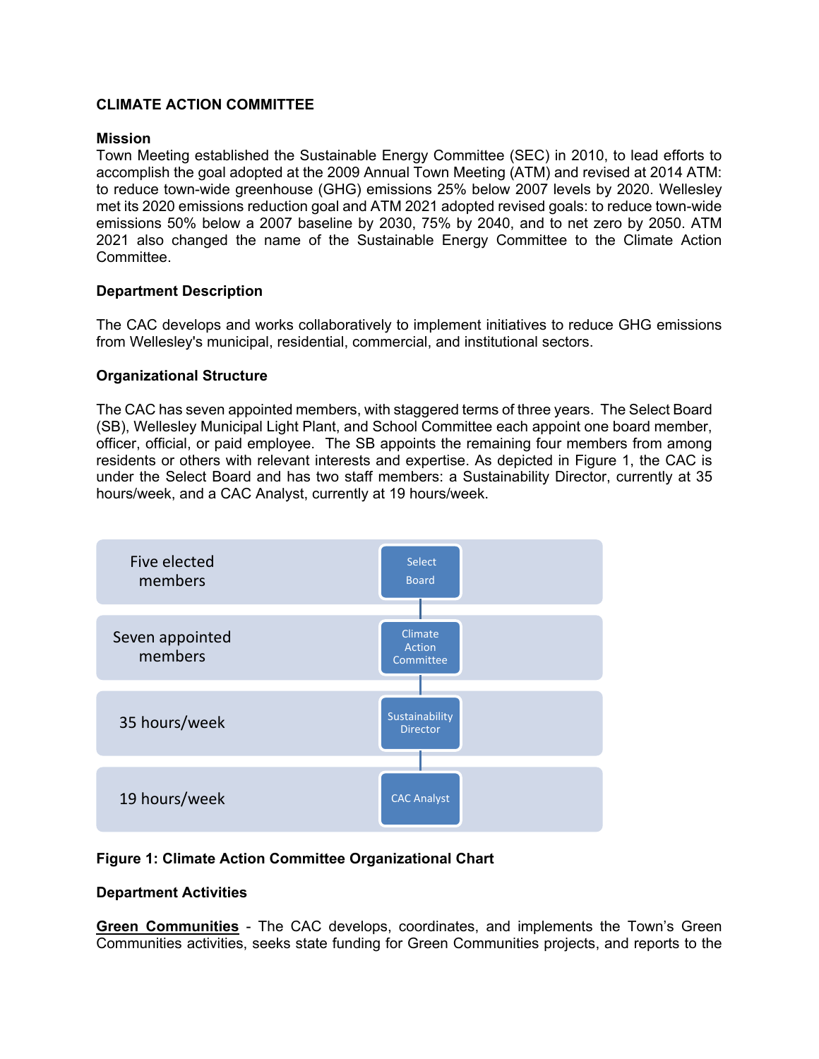## CLIMATE ACTION COMMITTEE

### Mission

Town Meeting established the Sustainable Energy Committee (SEC) in 2010, to lead efforts to accomplish the goal adopted at the 2009 Annual Town Meeting (ATM) and revised at 2014 ATM: to reduce town-wide greenhouse (GHG) emissions 25% below 2007 levels by 2020. Wellesley met its 2020 emissions reduction goal and ATM 2021 adopted revised goals: to reduce town-wide emissions 50% below a 2007 baseline by 2030, 75% by 2040, and to net zero by 2050. ATM 2021 also changed the name of the Sustainable Energy Committee to the Climate Action Committee.

### Department Description

The CAC develops and works collaboratively to implement initiatives to reduce GHG emissions from Wellesley's municipal, residential, commercial, and institutional sectors.

### Organizational Structure

The CAC has seven appointed members, with staggered terms of three years. The Select Board (SB), Wellesley Municipal Light Plant, and School Committee each appoint one board member, officer, official, or paid employee. The SB appoints the remaining four members from among residents or others with relevant interests and expertise. As depicted in Figure 1, the CAC is under the Select Board and has two staff members: a Sustainability Director, currently at 35 hours/week, and a CAC Analyst, currently at 19 hours/week.

| | |
|---|---|
| Five elected members | Select Board |
| Seven appointed members | Climate Action Committee |
| 35 hours/week | Sustainability Director |
| 19 hours/week | CAC Analyst |

**Figure 1: Climate Action Committee Organizational Chart**

### Department Activities

**Green Communities** - The CAC develops, coordinates, and implements the Town's Green Communities activities, seeks state funding for Green Communities projects, and reports to the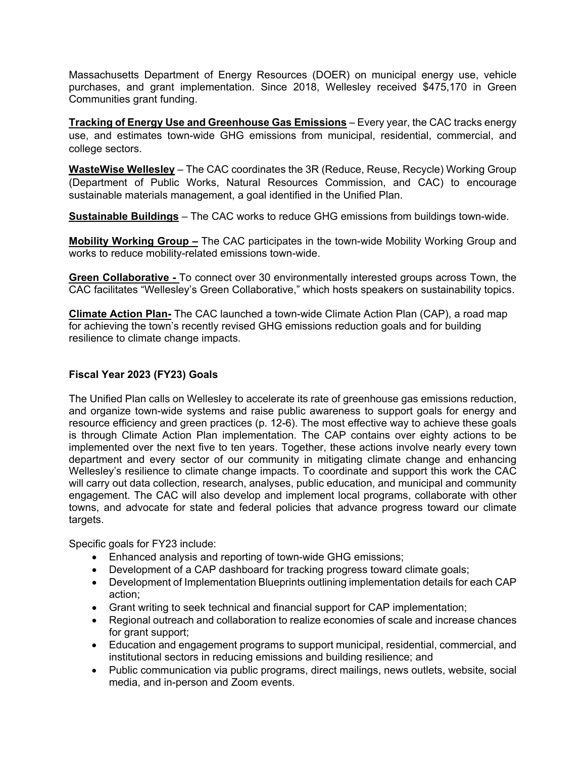Massachusetts Department of Energy Resources (DOER) on municipal energy use, vehicle purchases, and grant implementation. Since 2018, Wellesley received $475,170 in Green Communities grant funding.

**Tracking of Energy Use and Greenhouse Gas Emissions** – Every year, the CAC tracks energy use, and estimates town-wide GHG emissions from municipal, residential, commercial, and college sectors.

**WasteWise Wellesley** – The CAC coordinates the 3R (Reduce, Reuse, Recycle) Working Group (Department of Public Works, Natural Resources Commission, and CAC) to encourage sustainable materials management, a goal identified in the Unified Plan.

**Sustainable Buildings** – The CAC works to reduce GHG emissions from buildings town-wide.

**Mobility Working Group –** The CAC participates in the town-wide Mobility Working Group and works to reduce mobility-related emissions town-wide.

**Green Collaborative -** To connect over 30 environmentally interested groups across Town, the CAC facilitates "Wellesley's Green Collaborative," which hosts speakers on sustainability topics.

**Climate Action Plan-** The CAC launched a town-wide Climate Action Plan (CAP), a road map for achieving the town's recently revised GHG emissions reduction goals and for building resilience to climate change impacts.

### Fiscal Year 2023 (FY23) Goals

The Unified Plan calls on Wellesley to accelerate its rate of greenhouse gas emissions reduction, and organize town-wide systems and raise public awareness to support goals for energy and resource efficiency and green practices (p. 12-6). The most effective way to achieve these goals is through Climate Action Plan implementation. The CAP contains over eighty actions to be implemented over the next five to ten years. Together, these actions involve nearly every town department and every sector of our community in mitigating climate change and enhancing Wellesley's resilience to climate change impacts. To coordinate and support this work the CAC will carry out data collection, research, analyses, public education, and municipal and community engagement. The CAC will also develop and implement local programs, collaborate with other towns, and advocate for state and federal policies that advance progress toward our climate targets.

Specific goals for FY23 include:

- Enhanced analysis and reporting of town-wide GHG emissions;
- Development of a CAP dashboard for tracking progress toward climate goals;
- Development of Implementation Blueprints outlining implementation details for each CAP action;
- Grant writing to seek technical and financial support for CAP implementation;
- Regional outreach and collaboration to realize economies of scale and increase chances for grant support;
- Education and engagement programs to support municipal, residential, commercial, and institutional sectors in reducing emissions and building resilience; and
- Public communication via public programs, direct mailings, news outlets, website, social media, and in-person and Zoom events.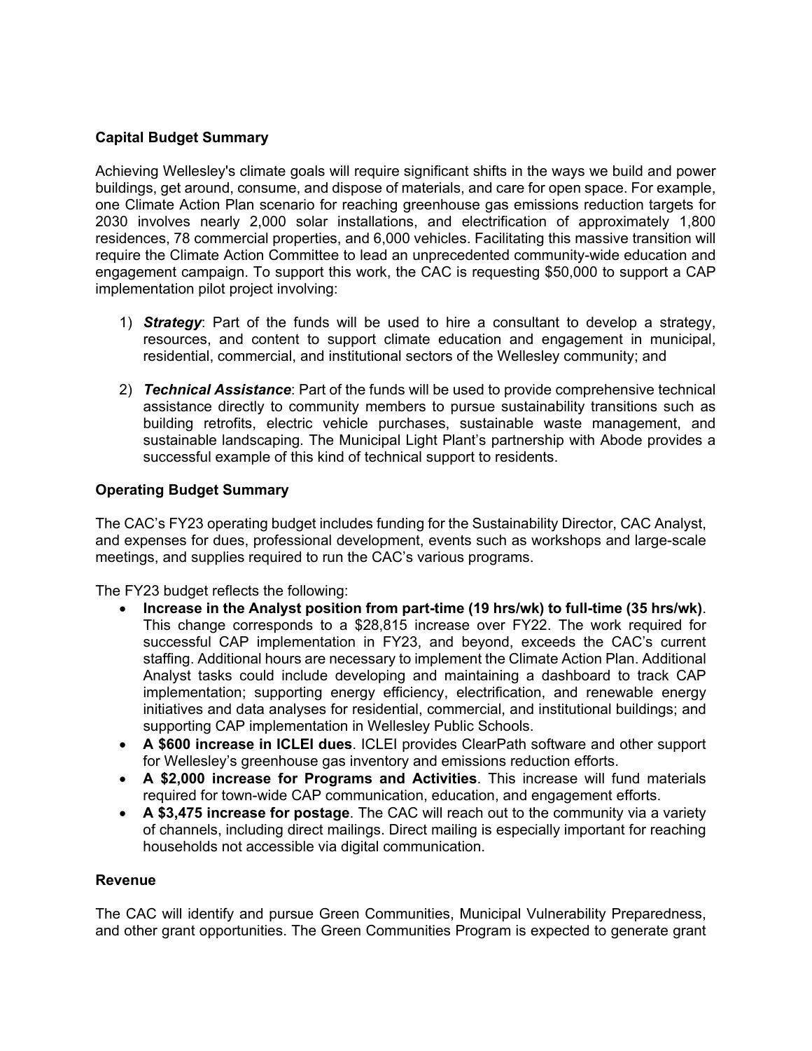**Capital Budget Summary**

Achieving Wellesley's climate goals will require significant shifts in the ways we build and power buildings, get around, consume, and dispose of materials, and care for open space. For example, one Climate Action Plan scenario for reaching greenhouse gas emissions reduction targets for 2030 involves nearly 2,000 solar installations, and electrification of approximately 1,800 residences, 78 commercial properties, and 6,000 vehicles. Facilitating this massive transition will require the Climate Action Committee to lead an unprecedented community-wide education and engagement campaign. To support this work, the CAC is requesting $50,000 to support a CAP implementation pilot project involving:

1) ***Strategy***: Part of the funds will be used to hire a consultant to develop a strategy, resources, and content to support climate education and engagement in municipal, residential, commercial, and institutional sectors of the Wellesley community; and

2) ***Technical Assistance***: Part of the funds will be used to provide comprehensive technical assistance directly to community members to pursue sustainability transitions such as building retrofits, electric vehicle purchases, sustainable waste management, and sustainable landscaping. The Municipal Light Plant's partnership with Abode provides a successful example of this kind of technical support to residents.

**Operating Budget Summary**

The CAC's FY23 operating budget includes funding for the Sustainability Director, CAC Analyst, and expenses for dues, professional development, events such as workshops and large-scale meetings, and supplies required to run the CAC's various programs.

The FY23 budget reflects the following:

- **Increase in the Analyst position from part-time (19 hrs/wk) to full-time (35 hrs/wk)**. This change corresponds to a $28,815 increase over FY22. The work required for successful CAP implementation in FY23, and beyond, exceeds the CAC's current staffing. Additional hours are necessary to implement the Climate Action Plan. Additional Analyst tasks could include developing and maintaining a dashboard to track CAP implementation; supporting energy efficiency, electrification, and renewable energy initiatives and data analyses for residential, commercial, and institutional buildings; and supporting CAP implementation in Wellesley Public Schools.
- **A $600 increase in ICLEI dues**. ICLEI provides ClearPath software and other support for Wellesley's greenhouse gas inventory and emissions reduction efforts.
- **A $2,000 increase for Programs and Activities**. This increase will fund materials required for town-wide CAP communication, education, and engagement efforts.
- **A $3,475 increase for postage**. The CAC will reach out to the community via a variety of channels, including direct mailings. Direct mailing is especially important for reaching households not accessible via digital communication.

**Revenue**

The CAC will identify and pursue Green Communities, Municipal Vulnerability Preparedness, and other grant opportunities. The Green Communities Program is expected to generate grant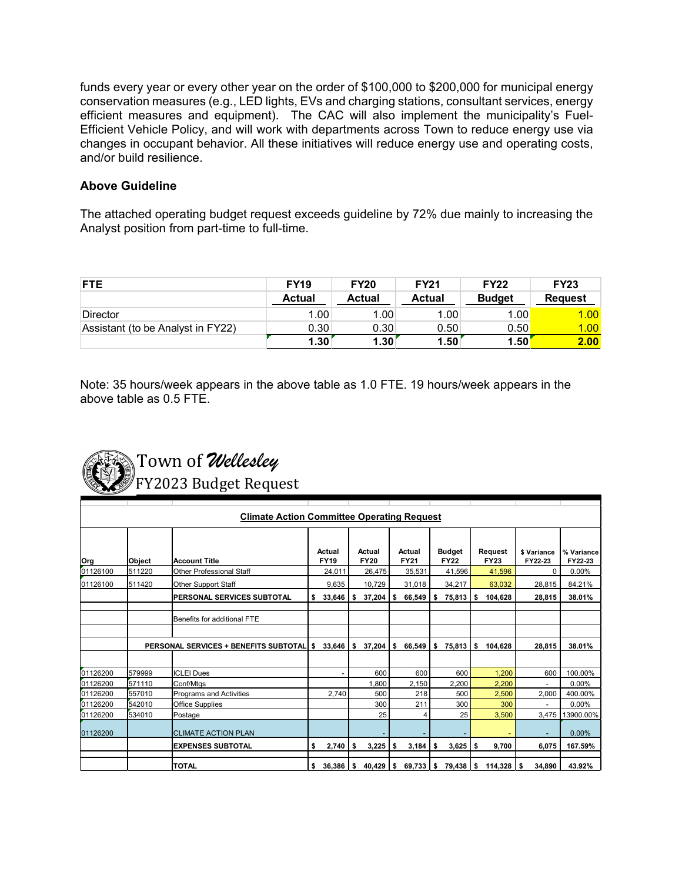funds every year or every other year on the order of $100,000 to $200,000 for municipal energy conservation measures (e.g., LED lights, EVs and charging stations, consultant services, energy efficient measures and equipment). The CAC will also implement the municipality's Fuel-Efficient Vehicle Policy, and will work with departments across Town to reduce energy use via changes in occupant behavior. All these initiatives will reduce energy use and operating costs, and/or build resilience.

**Above Guideline**

The attached operating budget request exceeds guideline by 72% due mainly to increasing the Analyst position from part-time to full-time.

| FTE | FY19 Actual | FY20 Actual | FY21 Actual | FY22 Budget | FY23 Request |
|---|---|---|---|---|---|
| Director | 1.00 | 1.00 | 1.00 | 1.00 | 1.00 |
| Assistant (to be Analyst in FY22) | 0.30 | 0.30 | 0.50 | 0.50 | 1.00 |
| | **1.30** | **1.30** | **1.50** | **1.50** | **2.00** |

Note: 35 hours/week appears in the above table as 1.0 FTE. 19 hours/week appears in the above table as 0.5 FTE.

Town of *Wellesley*
FY2023 Budget Request

**Climate Action Committee Operating Request**

| Org | Object | Account Title | Actual FY19 | Actual FY20 | Actual FY21 | Budget FY22 | Request FY23 | $ Variance FY22-23 | % Variance FY22-23 |
|---|---|---|---|---|---|---|---|---|---|
| 01126100 | 511220 | Other Professional Staff | 24,011 | 26,475 | 35,531 | 41,596 | 41,596 | 0 | 0.00% |
| 01126100 | 511420 | Other Support Staff | 9,635 | 10,729 | 31,018 | 34,217 | 63,032 | 28,815 | 84.21% |
| | | **PERSONAL SERVICES SUBTOTAL** | **$ 33,646** | **$ 37,204** | **$ 66,549** | **$ 75,813** | **$ 104,628** | **28,815** | **38.01%** |
| | | Benefits for additional FTE | | | | | | | |
| | | **PERSONAL SERVICES + BENEFITS SUBTOTAL** | **$ 33,646** | **$ 37,204** | **$ 66,549** | **$ 75,813** | **$ 104,628** | **28,815** | **38.01%** |
| 01126200 | 579999 | ICLEI Dues | - | 600 | 600 | 600 | 1,200 | 600 | 100.00% |
| 01126200 | 571110 | Conf/Mtgs | | 1,800 | 2,150 | 2,200 | 2,200 | - | 0.00% |
| 01126200 | 557010 | Programs and Activities | 2,740 | 500 | 218 | 500 | 2,500 | 2,000 | 400.00% |
| 01126200 | 542010 | Office Supplies | | 300 | 211 | 300 | 300 | - | 0.00% |
| 01126200 | 534010 | Postage | | 25 | 4 | 25 | 3,500 | 3,475 | 13900.00% |
| 01126200 | | CLIMATE ACTION PLAN | | - | - | - | - | - | 0.00% |
| | | **EXPENSES SUBTOTAL** | **$ 2,740** | **$ 3,225** | **$ 3,184** | **$ 3,625** | **$ 9,700** | **6,075** | **167.59%** |
| | | **TOTAL** | **$ 36,386** | **$ 40,429** | **$ 69,733** | **$ 79,438** | **$ 114,328** | **$ 34,890** | **43.92%** |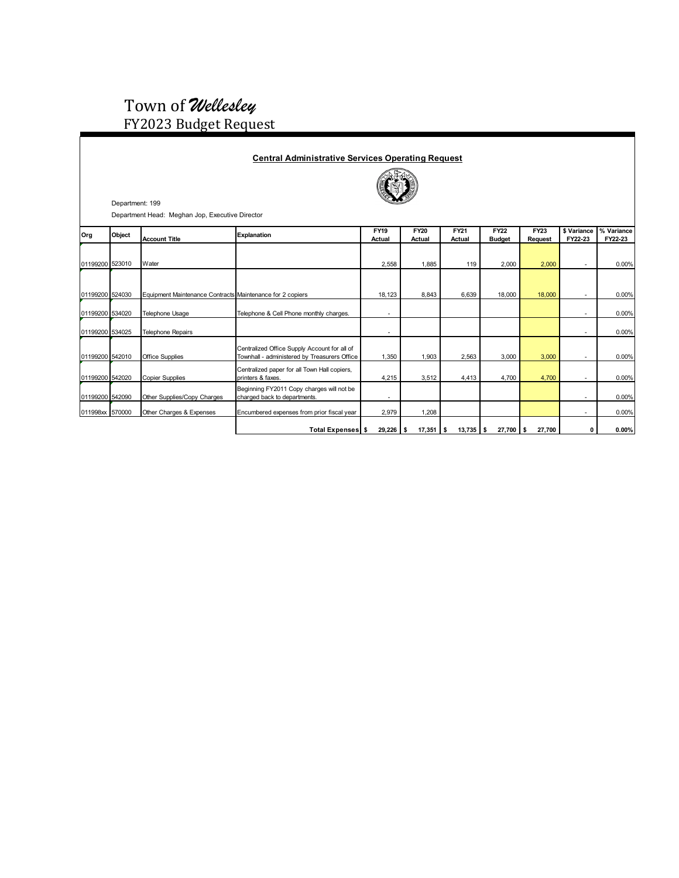# Town of *Wellesley*
## FY2023 Budget Request

### Central Administrative Services Operating Request

Department: 199

Department Head: Meghan Jop, Executive Director

| Org | Object | Account Title | Explanation | FY19 Actual | FY20 Actual | FY21 Actual | FY22 Budget | FY23 Request | $ Variance FY22-23 | % Variance FY22-23 |
|---|---|---|---|---|---|---|---|---|---|---|
| 01199200 | 523010 | Water | | 2,558 | 1,885 | 119 | 2,000 | 2,000 | - | 0.00% |
| 01199200 | 524030 | Equipment Maintenance Contracts | Maintenance for 2 copiers | 18,123 | 8,843 | 6,639 | 18,000 | 18,000 | - | 0.00% |
| 01199200 | 534020 | Telephone Usage | Telephone & Cell Phone monthly charges. | - | | | | | - | 0.00% |
| 01199200 | 534025 | Telephone Repairs | | - | | | | | - | 0.00% |
| 01199200 | 542010 | Office Supplies | Centralized Office Supply Account for all of Townhall - administered by Treasurers Office | 1,350 | 1,903 | 2,563 | 3,000 | 3,000 | - | 0.00% |
| 01199200 | 542020 | Copier Supplies | Centralized paper for all Town Hall copiers, printers & faxes. | 4,215 | 3,512 | 4,413 | 4,700 | 4,700 | - | 0.00% |
| 01199200 | 542090 | Other Supplies/Copy Charges | Beginning FY2011 Copy charges will not be charged back to departments. | - | | | | | - | 0.00% |
| 011998xx | 570000 | Other Charges & Expenses | Encumbered expenses from prior fiscal year | 2,979 | 1,208 | | | | - | 0.00% |
| | | | **Total Expenses** | **$ 29,226** | **$ 17,351** | **$ 13,735** | **$ 27,700** | **$ 27,700** | **0** | **0.00%** |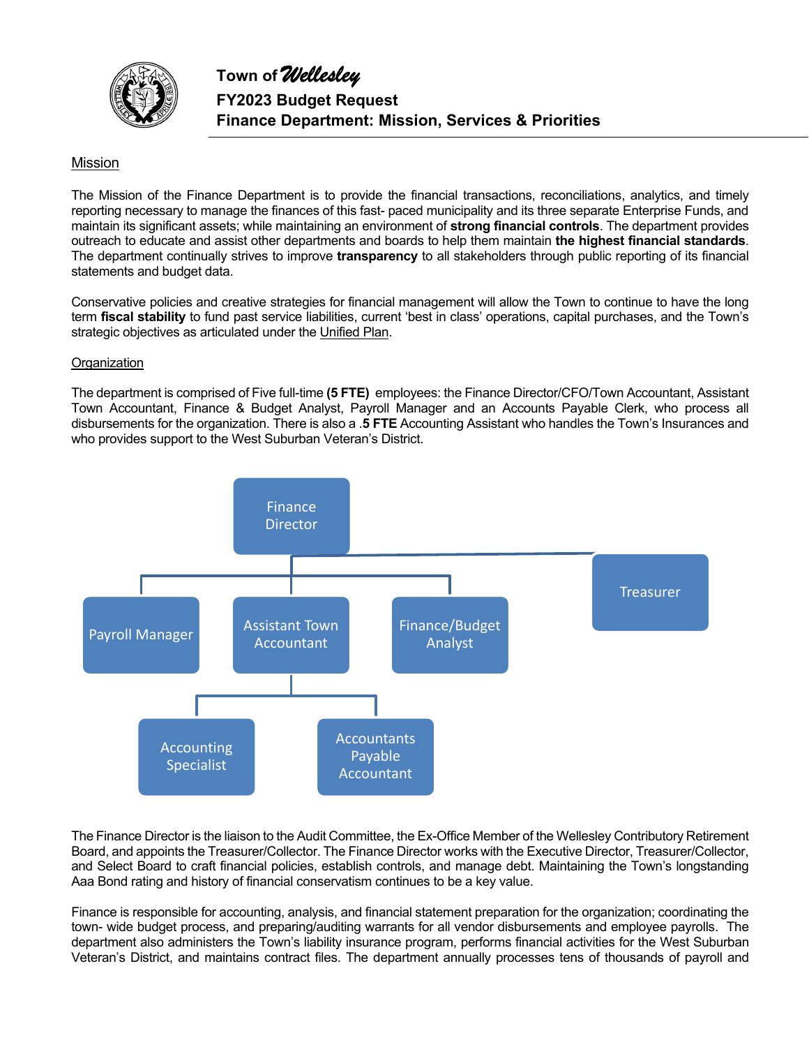# Town of *Wellesley*
## FY2023 Budget Request
## Finance Department: Mission, Services & Priorities

### Mission

The Mission of the Finance Department is to provide the financial transactions, reconciliations, analytics, and timely reporting necessary to manage the finances of this fast- paced municipality and its three separate Enterprise Funds, and maintain its significant assets; while maintaining an environment of **strong financial controls**. The department provides outreach to educate and assist other departments and boards to help them maintain **the highest financial standards**. The department continually strives to improve **transparency** to all stakeholders through public reporting of its financial statements and budget data.

Conservative policies and creative strategies for financial management will allow the Town to continue to have the long term **fiscal stability** to fund past service liabilities, current 'best in class' operations, capital purchases, and the Town's strategic objectives as articulated under the Unified Plan.

### Organization

The department is comprised of Five full-time **(5 FTE)** employees: the Finance Director/CFO/Town Accountant, Assistant Town Accountant, Finance & Budget Analyst, Payroll Manager and an Accounts Payable Clerk, who process all disbursements for the organization. There is also a **.5 FTE** Accounting Assistant who handles the Town's Insurances and who provides support to the West Suburban Veteran's District.

- Finance Director
  - Payroll Manager
  - Assistant Town Accountant
    - Accounting Specialist
    - Accountants Payable Accountant
  - Finance/Budget Analyst
  - Treasurer

The Finance Director is the liaison to the Audit Committee, the Ex-Office Member of the Wellesley Contributory Retirement Board, and appoints the Treasurer/Collector. The Finance Director works with the Executive Director, Treasurer/Collector, and Select Board to craft financial policies, establish controls, and manage debt. Maintaining the Town's longstanding Aaa Bond rating and history of financial conservatism continues to be a key value.

Finance is responsible for accounting, analysis, and financial statement preparation for the organization; coordinating the town- wide budget process, and preparing/auditing warrants for all vendor disbursements and employee payrolls. The department also administers the Town's liability insurance program, performs financial activities for the West Suburban Veteran's District, and maintains contract files. The department annually processes tens of thousands of payroll and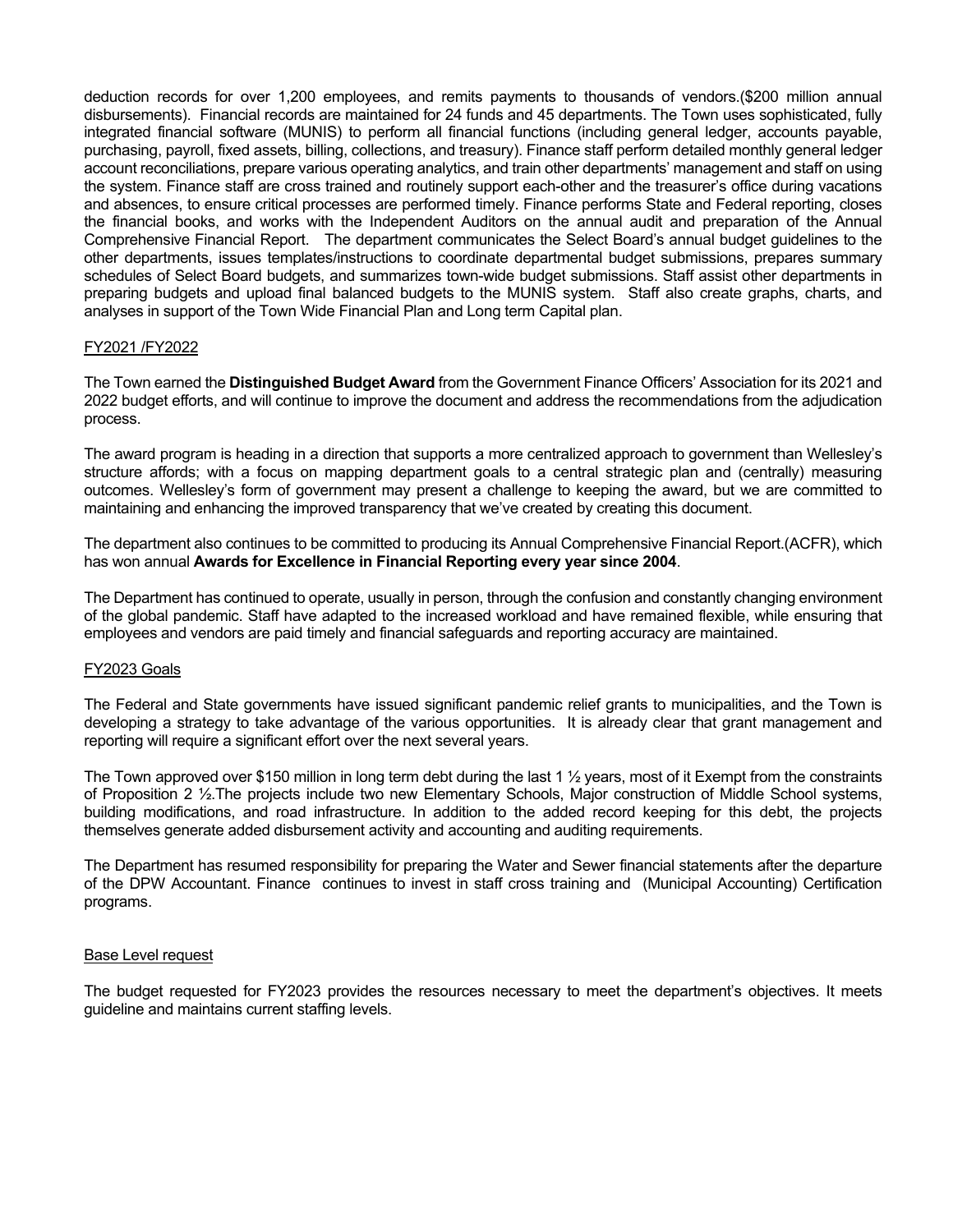deduction records for over 1,200 employees, and remits payments to thousands of vendors.($200 million annual disbursements). Financial records are maintained for 24 funds and 45 departments. The Town uses sophisticated, fully integrated financial software (MUNIS) to perform all financial functions (including general ledger, accounts payable, purchasing, payroll, fixed assets, billing, collections, and treasury). Finance staff perform detailed monthly general ledger account reconciliations, prepare various operating analytics, and train other departments' management and staff on using the system. Finance staff are cross trained and routinely support each-other and the treasurer's office during vacations and absences, to ensure critical processes are performed timely. Finance performs State and Federal reporting, closes the financial books, and works with the Independent Auditors on the annual audit and preparation of the Annual Comprehensive Financial Report. The department communicates the Select Board's annual budget guidelines to the other departments, issues templates/instructions to coordinate departmental budget submissions, prepares summary schedules of Select Board budgets, and summarizes town-wide budget submissions. Staff assist other departments in preparing budgets and upload final balanced budgets to the MUNIS system. Staff also create graphs, charts, and analyses in support of the Town Wide Financial Plan and Long term Capital plan.

## FY2021 /FY2022

The Town earned the **Distinguished Budget Award** from the Government Finance Officers' Association for its 2021 and 2022 budget efforts, and will continue to improve the document and address the recommendations from the adjudication process.

The award program is heading in a direction that supports a more centralized approach to government than Wellesley's structure affords; with a focus on mapping department goals to a central strategic plan and (centrally) measuring outcomes. Wellesley's form of government may present a challenge to keeping the award, but we are committed to maintaining and enhancing the improved transparency that we've created by creating this document.

The department also continues to be committed to producing its Annual Comprehensive Financial Report.(ACFR), which has won annual **Awards for Excellence in Financial Reporting every year since 2004**.

The Department has continued to operate, usually in person, through the confusion and constantly changing environment of the global pandemic. Staff have adapted to the increased workload and have remained flexible, while ensuring that employees and vendors are paid timely and financial safeguards and reporting accuracy are maintained.

## FY2023 Goals

The Federal and State governments have issued significant pandemic relief grants to municipalities, and the Town is developing a strategy to take advantage of the various opportunities. It is already clear that grant management and reporting will require a significant effort over the next several years.

The Town approved over $150 million in long term debt during the last 1 ½ years, most of it Exempt from the constraints of Proposition 2 ½.The projects include two new Elementary Schools, Major construction of Middle School systems, building modifications, and road infrastructure. In addition to the added record keeping for this debt, the projects themselves generate added disbursement activity and accounting and auditing requirements.

The Department has resumed responsibility for preparing the Water and Sewer financial statements after the departure of the DPW Accountant. Finance continues to invest in staff cross training and (Municipal Accounting) Certification programs.

## Base Level request

The budget requested for FY2023 provides the resources necessary to meet the department's objectives. It meets guideline and maintains current staffing levels.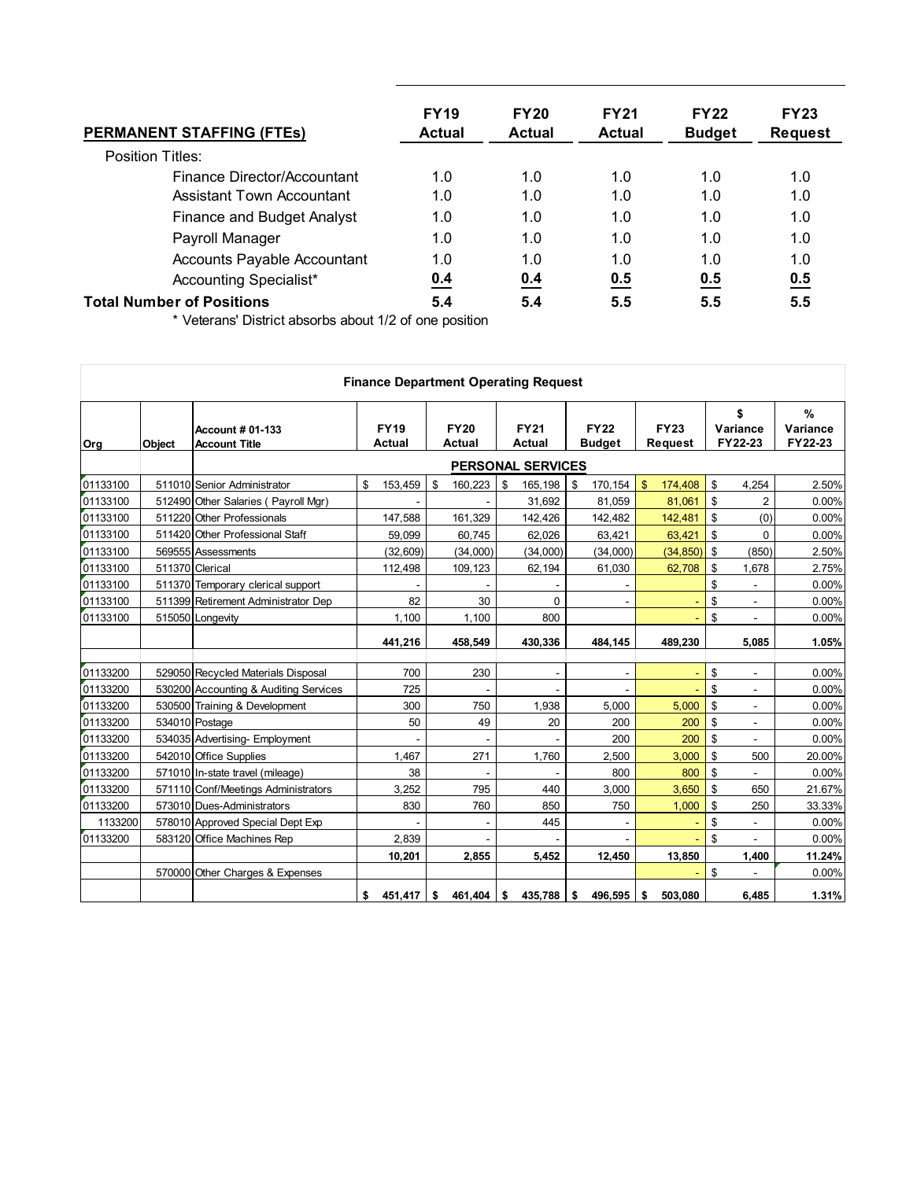| PERMANENT STAFFING (FTEs) | FY19 Actual | FY20 Actual | FY21 Actual | FY22 Budget | FY23 Request |
|---|---|---|---|---|---|
| Position Titles: | | | | | |
| Finance Director/Accountant | 1.0 | 1.0 | 1.0 | 1.0 | 1.0 |
| Assistant Town Accountant | 1.0 | 1.0 | 1.0 | 1.0 | 1.0 |
| Finance and Budget Analyst | 1.0 | 1.0 | 1.0 | 1.0 | 1.0 |
| Payroll Manager | 1.0 | 1.0 | 1.0 | 1.0 | 1.0 |
| Accounts Payable Accountant | 1.0 | 1.0 | 1.0 | 1.0 | 1.0 |
| Accounting Specialist* | 0.4 | 0.4 | 0.5 | 0.5 | 0.5 |
| **Total Number of Positions** | **5.4** | **5.4** | **5.5** | **5.5** | **5.5** |

\* Veterans' District absorbs about 1/2 of one position

**Finance Department Operating Request**

| Org | Object | Account # 01-133 Account Title | FY19 Actual | FY20 Actual | FY21 Actual | FY22 Budget | FY23 Request | $ Variance FY22-23 | % Variance FY22-23 |
|---|---|---|---|---|---|---|---|---|---|
| | | **PERSONAL SERVICES** | | | | | | | |
| 01133100 | 511010 | Senior Administrator | $ 153,459 | $ 160,223 | $ 165,198 | $ 170,154 | $ 174,408 | $ 4,254 | 2.50% |
| 01133100 | 512490 | Other Salaries ( Payroll Mgr) | - | - | 31,692 | 81,059 | 81,061 | $ 2 | 0.00% |
| 01133100 | 511220 | Other Professionals | 147,588 | 161,329 | 142,426 | 142,482 | 142,481 | $ (0) | 0.00% |
| 01133100 | 511420 | Other Professional Staff | 59,099 | 60,745 | 62,026 | 63,421 | 63,421 | $ 0 | 0.00% |
| 01133100 | 569555 | Assessments | (32,609) | (34,000) | (34,000) | (34,000) | (34,850) | $ (850) | 2.50% |
| 01133100 | 511370 | Clerical | 112,498 | 109,123 | 62,194 | 61,030 | 62,708 | $ 1,678 | 2.75% |
| 01133100 | 511370 | Temporary clerical support | - | - | - | - | | $ - | 0.00% |
| 01133100 | 511399 | Retirement Administrator Dep | 82 | 30 | 0 | - | - | $ - | 0.00% |
| 01133100 | 515050 | Longevity | 1,100 | 1,100 | 800 | | - | $ - | 0.00% |
| | | | **441,216** | **458,549** | **430,336** | **484,145** | **489,230** | **5,085** | **1.05%** |
| 01133200 | 529050 | Recycled Materials Disposal | 700 | 230 | - | - | - | $ - | 0.00% |
| 01133200 | 530200 | Accounting & Auditing Services | 725 | - | - | - | - | $ - | 0.00% |
| 01133200 | 530500 | Training & Development | 300 | 750 | 1,938 | 5,000 | 5,000 | $ - | 0.00% |
| 01133200 | 534010 | Postage | 50 | 49 | 20 | 200 | 200 | $ - | 0.00% |
| 01133200 | 534035 | Advertising- Employment | - | - | - | 200 | 200 | $ - | 0.00% |
| 01133200 | 542010 | Office Supplies | 1,467 | 271 | 1,760 | 2,500 | 3,000 | $ 500 | 20.00% |
| 01133200 | 571010 | In-state travel (mileage) | 38 | - | - | 800 | 800 | $ - | 0.00% |
| 01133200 | 571110 | Conf/Meetings Administrators | 3,252 | 795 | 440 | 3,000 | 3,650 | $ 650 | 21.67% |
| 01133200 | 573010 | Dues-Administrators | 830 | 760 | 850 | 750 | 1,000 | $ 250 | 33.33% |
| 1133200 | 578010 | Approved Special Dept Exp | - | - | 445 | - | - | $ - | 0.00% |
| 01133200 | 583120 | Office Machines Rep | 2,839 | - | - | - | - | $ - | 0.00% |
| | | | **10,201** | **2,855** | **5,452** | **12,450** | **13,850** | **1,400** | **11.24%** |
| | 570000 | Other Charges & Expenses | | | | | - | $ - | 0.00% |
| | | | **$ 451,417** | **$ 461,404** | **$ 435,788** | **$ 496,595** | **$ 503,080** | **6,485** | **1.31%** |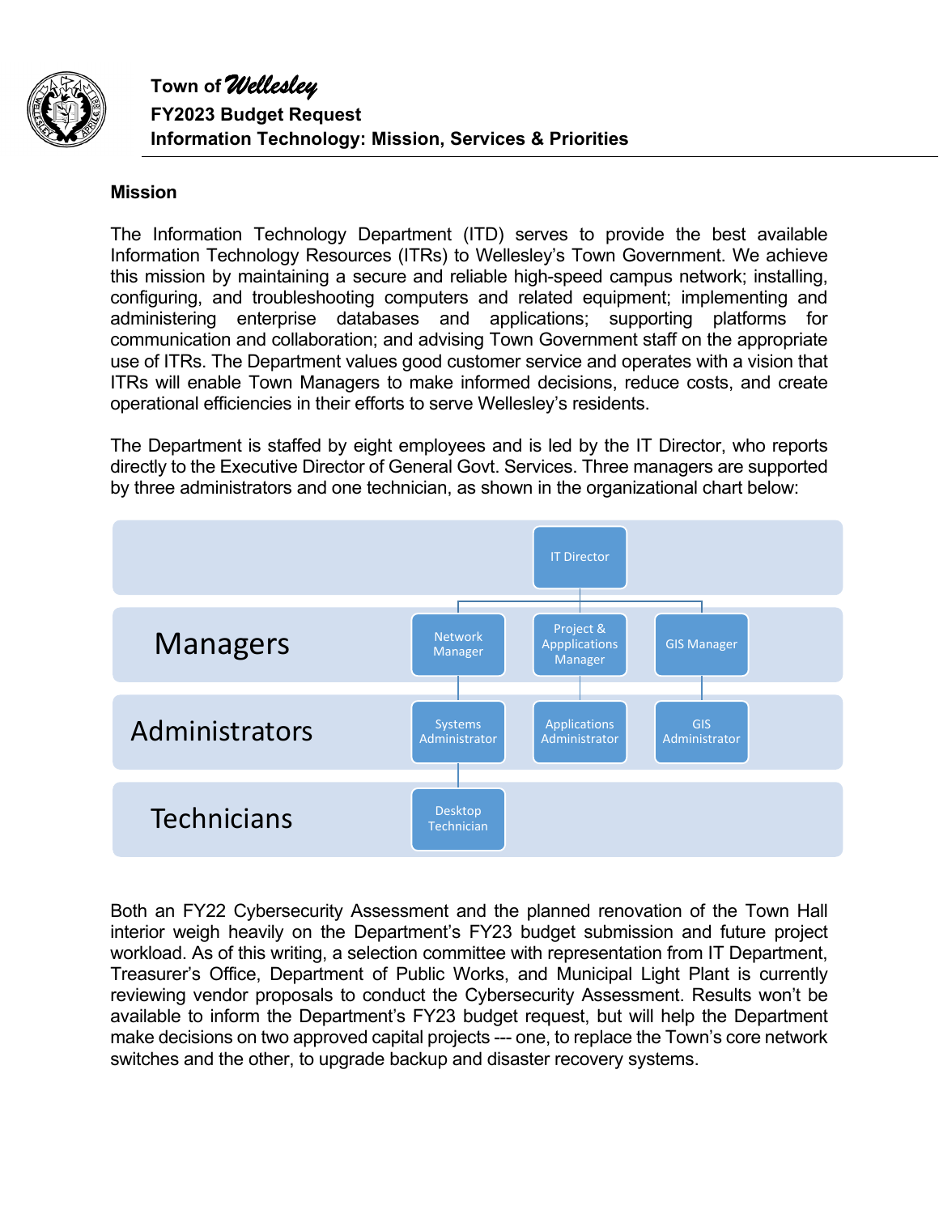# Town of *Wellesley*
## FY2023 Budget Request
## Information Technology: Mission, Services & Priorities

### Mission

The Information Technology Department (ITD) serves to provide the best available Information Technology Resources (ITRs) to Wellesley's Town Government. We achieve this mission by maintaining a secure and reliable high-speed campus network; installing, configuring, and troubleshooting computers and related equipment; implementing and administering enterprise databases and applications; supporting platforms for communication and collaboration; and advising Town Government staff on the appropriate use of ITRs. The Department values good customer service and operates with a vision that ITRs will enable Town Managers to make informed decisions, reduce costs, and create operational efficiencies in their efforts to serve Wellesley's residents.

The Department is staffed by eight employees and is led by the IT Director, who reports directly to the Executive Director of General Govt. Services. Three managers are supported by three administrators and one technician, as shown in the organizational chart below:

| Level | | | |
|---|---|---|---|
| | | IT Director | |
| Managers | Network Manager | Project & Applications Manager | GIS Manager |
| Administrators | Systems Administrator | Applications Administrator | GIS Administrator |
| Technicians | Desktop Technician | | |

Both an FY22 Cybersecurity Assessment and the planned renovation of the Town Hall interior weigh heavily on the Department's FY23 budget submission and future project workload. As of this writing, a selection committee with representation from IT Department, Treasurer's Office, Department of Public Works, and Municipal Light Plant is currently reviewing vendor proposals to conduct the Cybersecurity Assessment. Results won't be available to inform the Department's FY23 budget request, but will help the Department make decisions on two approved capital projects --- one, to replace the Town's core network switches and the other, to upgrade backup and disaster recovery systems.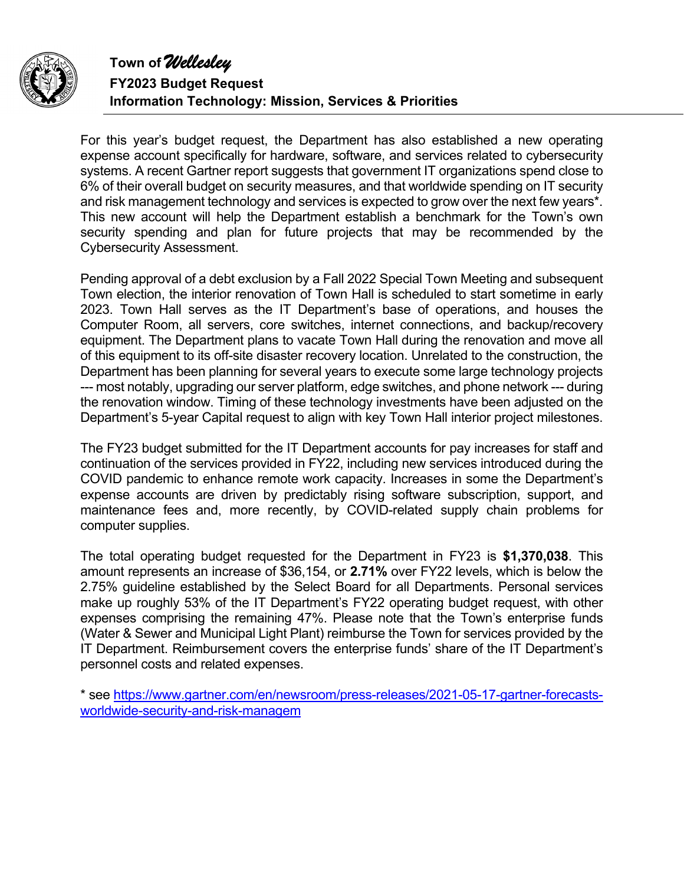For this year's budget request, the Department has also established a new operating expense account specifically for hardware, software, and services related to cybersecurity systems. A recent Gartner report suggests that government IT organizations spend close to 6% of their overall budget on security measures, and that worldwide spending on IT security and risk management technology and services is expected to grow over the next few years*. This new account will help the Department establish a benchmark for the Town's own security spending and plan for future projects that may be recommended by the Cybersecurity Assessment.

Pending approval of a debt exclusion by a Fall 2022 Special Town Meeting and subsequent Town election, the interior renovation of Town Hall is scheduled to start sometime in early 2023. Town Hall serves as the IT Department's base of operations, and houses the Computer Room, all servers, core switches, internet connections, and backup/recovery equipment. The Department plans to vacate Town Hall during the renovation and move all of this equipment to its off-site disaster recovery location. Unrelated to the construction, the Department has been planning for several years to execute some large technology projects --- most notably, upgrading our server platform, edge switches, and phone network --- during the renovation window. Timing of these technology investments have been adjusted on the Department's 5-year Capital request to align with key Town Hall interior project milestones.

The FY23 budget submitted for the IT Department accounts for pay increases for staff and continuation of the services provided in FY22, including new services introduced during the COVID pandemic to enhance remote work capacity. Increases in some the Department's expense accounts are driven by predictably rising software subscription, support, and maintenance fees and, more recently, by COVID-related supply chain problems for computer supplies.

The total operating budget requested for the Department in FY23 is **$1,370,038**. This amount represents an increase of $36,154, or **2.71%** over FY22 levels, which is below the 2.75% guideline established by the Select Board for all Departments. Personal services make up roughly 53% of the IT Department's FY22 operating budget request, with other expenses comprising the remaining 47%. Please note that the Town's enterprise funds (Water & Sewer and Municipal Light Plant) reimburse the Town for services provided by the IT Department. Reimbursement covers the enterprise funds' share of the IT Department's personnel costs and related expenses.

* see [https://www.gartner.com/en/newsroom/press-releases/2021-05-17-gartner-forecasts-worldwide-security-and-risk-managem](https://www.gartner.com/en/newsroom/press-releases/2021-05-17-gartner-forecasts-worldwide-security-and-risk-managem)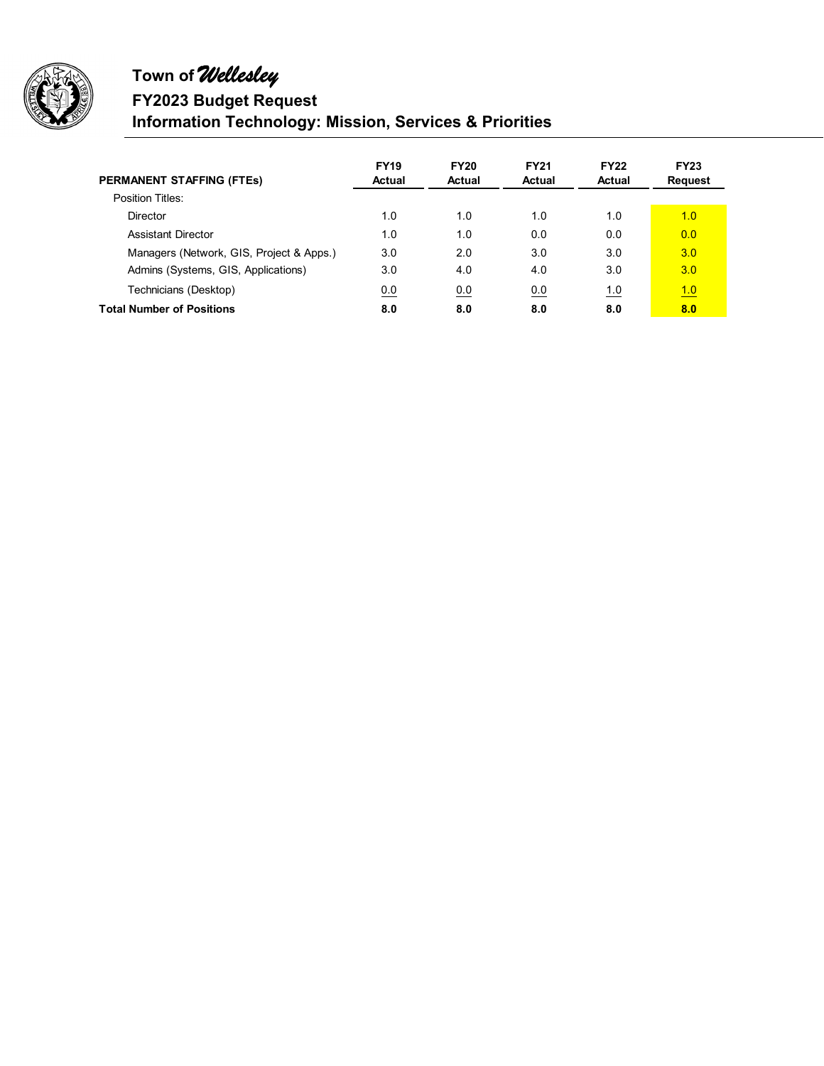# Town of *Wellesley*

## FY2023 Budget Request

## Information Technology: Mission, Services & Priorities

| PERMANENT STAFFING (FTEs) | FY19 Actual | FY20 Actual | FY21 Actual | FY22 Actual | FY23 Request |
|---|---|---|---|---|---|
| Position Titles: | | | | | |
| Director | 1.0 | 1.0 | 1.0 | 1.0 | 1.0 |
| Assistant Director | 1.0 | 1.0 | 0.0 | 0.0 | 0.0 |
| Managers (Network, GIS, Project & Apps.) | 3.0 | 2.0 | 3.0 | 3.0 | 3.0 |
| Admins (Systems, GIS, Applications) | 3.0 | 4.0 | 4.0 | 3.0 | 3.0 |
| Technicians (Desktop) | 0.0 | 0.0 | 0.0 | 1.0 | 1.0 |
| **Total Number of Positions** | **8.0** | **8.0** | **8.0** | **8.0** | **8.0** |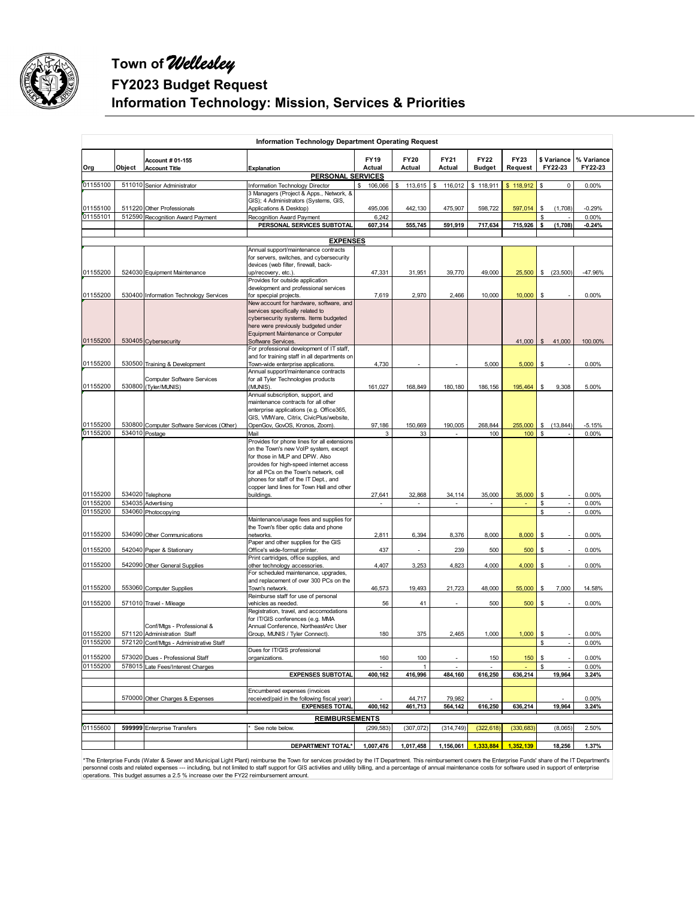# Town of *Wellesley*

## FY2023 Budget Request

## Information Technology: Mission, Services & Priorities

**Information Technology Department Operating Request**

| Org | Object | Account # 01-155 Account Title | Explanation | FY19 Actual | FY20 Actual | FY21 Actual | FY22 Budget | FY23 Request | $ Variance FY22-23 | % Variance FY22-23 |
|---|---|---|---|---|---|---|---|---|---|---|
| | | | **PERSONAL SERVICES** | | | | | | | |
| 01155100 | 511010 | Senior Administrator | Information Technology Director | $ 106,066 | $ 113,615 | $ 116,012 | $ 118,911 | $ 118,912 | $ 0 | 0.00% |
| 01155100 | 511220 | Other Professionals | 3 Managers (Project & Apps., Network, & GIS); 4 Administrators (Systems, GIS, Applications & Desktop) | 495,006 | 442,130 | 475,907 | 598,722 | 597,014 | $ (1,708) | -0.29% |
| 01155101 | 512590 | Recognition Award Payment | Recognition Award Payment | 6,242 | | | | | $ - | 0.00% |
| | | | **PERSONAL SERVICES SUBTOTAL** | **607,314** | **555,745** | **591,919** | **717,634** | **715,926** | **$ (1,708)** | **-0.24%** |
| | | | **EXPENSES** | | | | | | | |
| 01155200 | 524030 | Equipment Maintenance | Annual support/maintenance contracts for servers, switches, and cybersecurity devices (web filter, firewall, back-up/recovery, etc.). | 47,331 | 31,951 | 39,770 | 49,000 | 25,500 | $ (23,500) | -47.96% |
| 01155200 | 530400 | Information Technology Services | Provides for outside application development and professional services for specpial projects. | 7,619 | 2,970 | 2,466 | 10,000 | 10,000 | $ - | 0.00% |
| 01155200 | 530405 | Cybersecurity | New account for hardware, software, and services specifically related to cybersecurity systems. Items budgeted here were previously budgeted under Equipment Maintenance or Computer Software Services. | | | | | 41,000 | $ 41,000 | 100.00% |
| 01155200 | 530500 | Training & Development | For professional development of IT staff, and for training staff in all departments on Town-wide enterprise applications. | 4,730 | - | - | 5,000 | 5,000 | $ - | 0.00% |
| 01155200 | 530800 | Computer Software Services (Tyler/MUNIS) | Annual support/maintenance contracts for all Tyler Technologies products (MUNIS). | 161,027 | 168,849 | 180,180 | 186,156 | 195,464 | $ 9,308 | 5.00% |
| 01155200 | 530800 | Computer Software Services (Other) | Annual subscription, support, and maintenance contracts for all other enterprise applications (e.g. Office365, GIS, VMWare, Citrix, CivicPlus/website, OpenGov, GovOS, Kronos, Zoom). | 97,186 | 150,669 | 190,005 | 268,844 | 255,000 | $ (13,844) | -5.15% |
| 01155200 | 534010 | Postage | Mail | 3 | 33 | - | 100 | 100 | $ - | 0.00% |
| 01155200 | 534020 | Telephone | Provides for phone lines for all extensions on the Town's new VoIP system, except for those in MLP and DPW. Also provides for high-speed internet access for all PCs on the Town's network, cell phones for staff of the IT Dept., and copper land lines for Town Hall and other buildings. | 27,641 | 32,868 | 34,114 | 35,000 | 35,000 | $ - | 0.00% |
| 01155200 | 534035 | Advertising | | - | - | - | - | - | $ - | 0.00% |
| 01155200 | 534060 | Photocopying | | | | | | | $ - | 0.00% |
| 01155200 | 534090 | Other Communications | Maintenance/usage fees and supplies for the Town's fiber optic data and phone networks. | 2,811 | 6,394 | 8,376 | 8,000 | 8,000 | $ - | 0.00% |
| 01155200 | 542040 | Paper & Stationary | Paper and other supplies for the GIS Office's wide-format printer. | 437 | - | 239 | 500 | 500 | $ - | 0.00% |
| 01155200 | 542090 | Other General Supplies | Print cartridges, office supplies, and other technology accessories. | 4,407 | 3,253 | 4,823 | 4,000 | 4,000 | $ - | 0.00% |
| 01155200 | 553060 | Computer Supplies | For scheduled maintenance, upgrades, and replacement of over 300 PCs on the Town's network. | 46,573 | 19,493 | 21,723 | 48,000 | 55,000 | $ 7,000 | 14.58% |
| 01155200 | 571010 | Travel - Mileage | Reimburse staff for use of personal vehicles as needed. | 56 | 41 | - | 500 | 500 | $ - | 0.00% |
| 01155200 | 571120 | Conf/Mtgs - Professional & Administration Staff | Registration, travel, and accomodations for IT/GIS conferences (e.g. MMA Annual Conference, NortheastArc User Group, MUNIS / Tyler Connect). | 180 | 375 | 2,465 | 1,000 | 1,000 | $ - | 0.00% |
| 01155200 | 572120 | Conf/Mtgs - Administrative Staff | | | | | | | $ - | 0.00% |
| 01155200 | 573020 | Dues - Professional Staff | Dues for IT/GIS professional organizations. | 160 | 100 | - | 150 | 150 | $ - | 0.00% |
| 01155200 | 578015 | Late Fees/Interest Charges | | - | 1 | - | - | - | $ - | 0.00% |
| | | | **EXPENSES SUBTOTAL** | **400,162** | **416,996** | **484,160** | **616,250** | **636,214** | **19,964** | **3.24%** |
| | 570000 | Other Charges & Expenses | Encumbered expenses (invoices received/paid in the following fiscal year) | - | 44,717 | 79,982 | - | | - | 0.00% |
| | | | **EXPENSES TOTAL** | **400,162** | **461,713** | **564,142** | **616,250** | **636,214** | **19,964** | **3.24%** |
| | | | **REIMBURSEMENTS** | | | | | | | |
| 01155600 | **599999** | Enterprise Transfers | * See note below. | (299,583) | (307,072) | (314,749) | (322,618) | (330,683) | (8,065) | 2.50% |
| | | | **DEPARTMENT TOTAL*** | **1,007,476** | **1,017,458** | **1,156,061** | **1,333,884** | **1,352,139** | **18,256** | **1.37%** |

*The Enterprise Funds (Water & Sewer and Municipal Light Plant) reimburse the Town for services provided by the IT Department. This reimbursement covers the Enterprise Funds' share of the IT Department's personnel costs and related expenses --- including, but not limited to staff support for GIS activities and utility billing, and a percentage of annual maintenance costs for software used in support of enterprise operations. This budget assumes a 2.5 % increase over the FY22 reimbursement amount.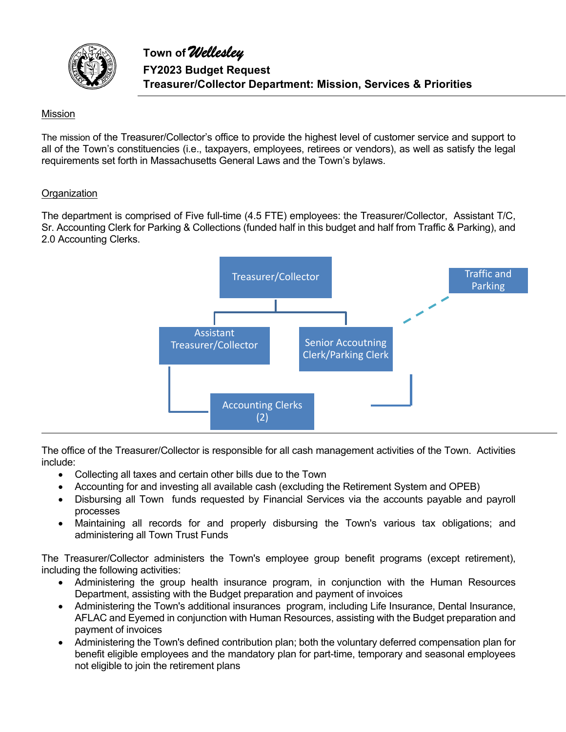# Town of *Wellesley*

## FY2023 Budget Request

## Treasurer/Collector Department: Mission, Services & Priorities

Mission

The mission of the Treasurer/Collector's office to provide the highest level of customer service and support to all of the Town's constituencies (i.e., taxpayers, employees, retirees or vendors), as well as satisfy the legal requirements set forth in Massachusetts General Laws and the Town's bylaws.

Organization

The department is comprised of Five full-time (4.5 FTE) employees: the Treasurer/Collector, Assistant T/C, Sr. Accounting Clerk for Parking & Collections (funded half in this budget and half from Traffic & Parking), and 2.0 Accounting Clerks.

Treasurer/Collector

Assistant Treasurer/Collector

Senior Accoutning Clerk/Parking Clerk

Traffic and Parking

Accounting Clerks (2)

---

The office of the Treasurer/Collector is responsible for all cash management activities of the Town. Activities include:

- Collecting all taxes and certain other bills due to the Town
- Accounting for and investing all available cash (excluding the Retirement System and OPEB)
- Disbursing all Town funds requested by Financial Services via the accounts payable and payroll processes
- Maintaining all records for and properly disbursing the Town's various tax obligations; and administering all Town Trust Funds

The Treasurer/Collector administers the Town's employee group benefit programs (except retirement), including the following activities:

- Administering the group health insurance program, in conjunction with the Human Resources Department, assisting with the Budget preparation and payment of invoices
- Administering the Town's additional insurances program, including Life Insurance, Dental Insurance, AFLAC and Eyemed in conjunction with Human Resources, assisting with the Budget preparation and payment of invoices
- Administering the Town's defined contribution plan; both the voluntary deferred compensation plan for benefit eligible employees and the mandatory plan for part-time, temporary and seasonal employees not eligible to join the retirement plans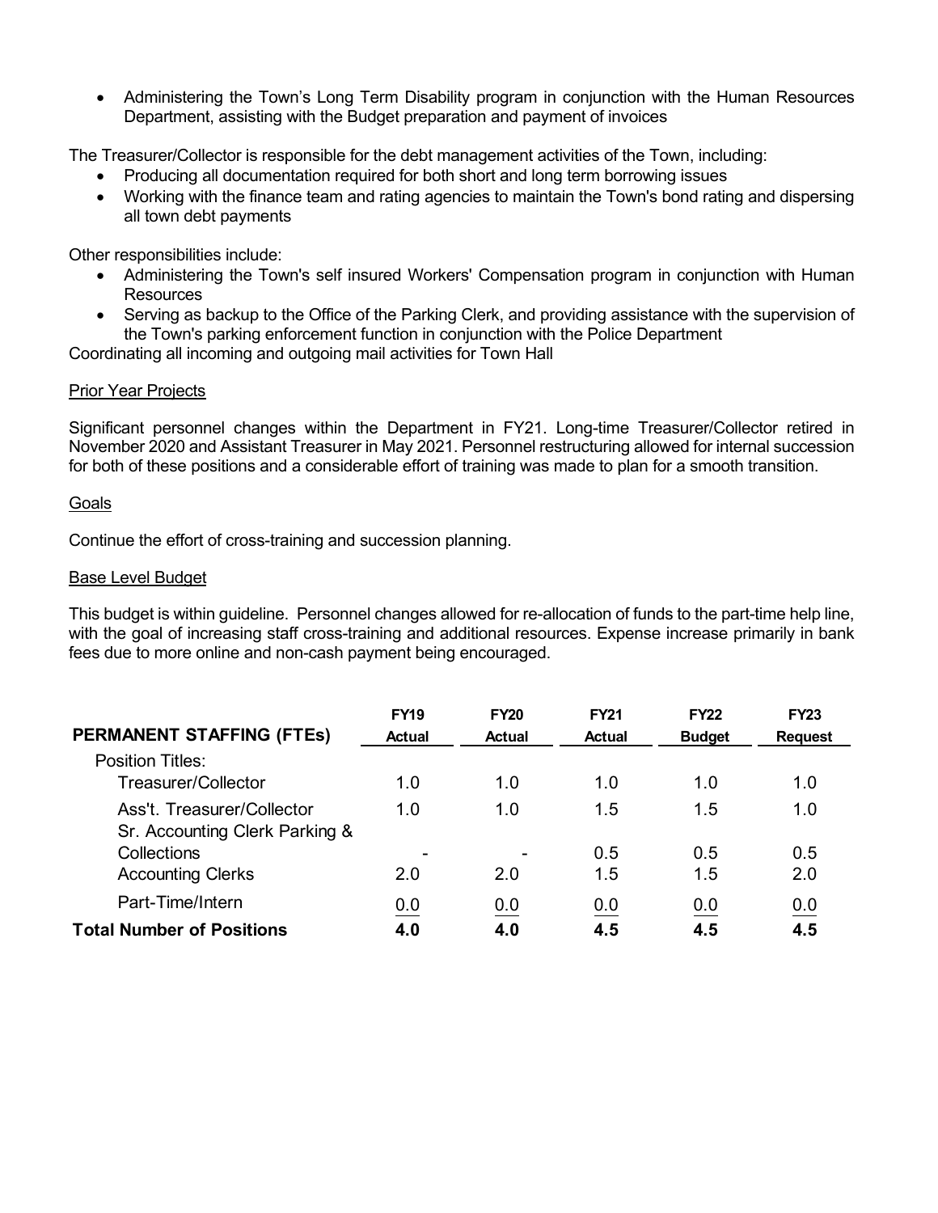- Administering the Town's Long Term Disability program in conjunction with the Human Resources Department, assisting with the Budget preparation and payment of invoices

The Treasurer/Collector is responsible for the debt management activities of the Town, including:

- Producing all documentation required for both short and long term borrowing issues
- Working with the finance team and rating agencies to maintain the Town's bond rating and dispersing all town debt payments

Other responsibilities include:

- Administering the Town's self insured Workers' Compensation program in conjunction with Human Resources
- Serving as backup to the Office of the Parking Clerk, and providing assistance with the supervision of the Town's parking enforcement function in conjunction with the Police Department

Coordinating all incoming and outgoing mail activities for Town Hall

Prior Year Projects

Significant personnel changes within the Department in FY21. Long-time Treasurer/Collector retired in November 2020 and Assistant Treasurer in May 2021. Personnel restructuring allowed for internal succession for both of these positions and a considerable effort of training was made to plan for a smooth transition.

Goals

Continue the effort of cross-training and succession planning.

Base Level Budget

This budget is within guideline. Personnel changes allowed for re-allocation of funds to the part-time help line, with the goal of increasing staff cross-training and additional resources. Expense increase primarily in bank fees due to more online and non-cash payment being encouraged.

| PERMANENT STAFFING (FTEs) | FY19 Actual | FY20 Actual | FY21 Actual | FY22 Budget | FY23 Request |
|---|---|---|---|---|---|
| Position Titles: | | | | | |
| Treasurer/Collector | 1.0 | 1.0 | 1.0 | 1.0 | 1.0 |
| Ass't. Treasurer/Collector | 1.0 | 1.0 | 1.5 | 1.5 | 1.0 |
| Sr. Accounting Clerk Parking & Collections | - | - | 0.5 | 0.5 | 0.5 |
| Accounting Clerks | 2.0 | 2.0 | 1.5 | 1.5 | 2.0 |
| Part-Time/Intern | 0.0 | 0.0 | 0.0 | 0.0 | 0.0 |
| **Total Number of Positions** | **4.0** | **4.0** | **4.5** | **4.5** | **4.5** |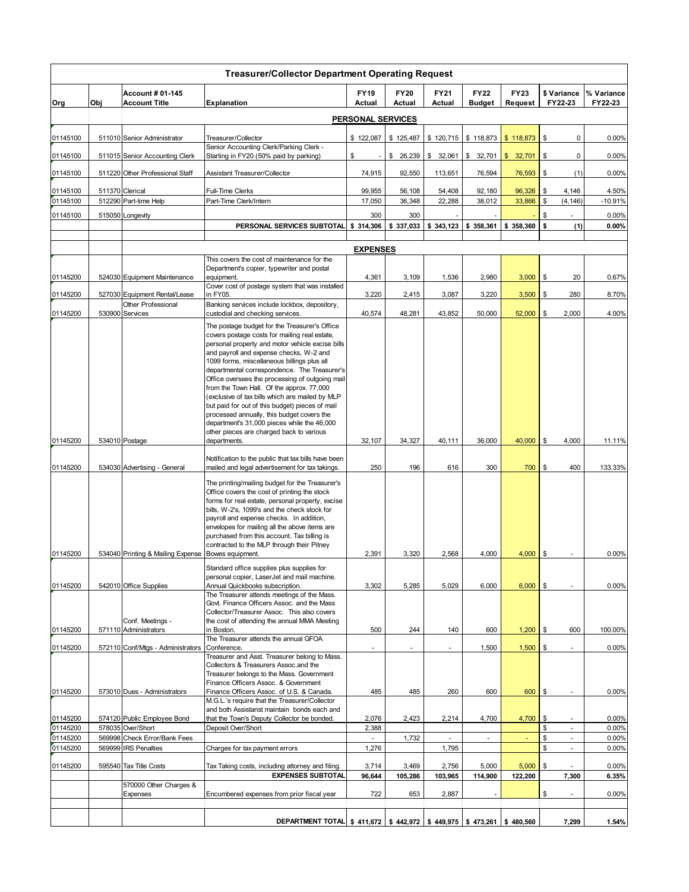# Treasurer/Collector Department Operating Request

| Org | Obj | Account # 01-145 Account Title | Explanation | FY19 Actual | FY20 Actual | FY21 Actual | FY22 Budget | FY23 Request | $ Variance FY22-23 | % Variance FY22-23 |
|---|---|---|---|---|---|---|---|---|---|---|
| | | | **PERSONAL SERVICES** | | | | | | | |
| 01145100 | 511010 | Senior Administrator | Treasurer/Collector | $ 122,087 | $ 125,487 | $ 120,715 | $ 118,873 | $ 118,873 | $ 0 | 0.00% |
| 01145100 | 511015 | Senior Accounting Clerk | Senior Accounting Clerk/Parking Clerk - Starting in FY20 (50% paid by parking) | $ - | $ 26,239 | $ 32,061 | $ 32,701 | $ 32,701 | $ 0 | 0.00% |
| 01145100 | 511220 | Other Professional Staff | Assistant Treasurer/Collector | 74,915 | 92,550 | 113,651 | 76,594 | 76,593 | $ (1) | 0.00% |
| 01145100 | 511370 | Clerical | Full-Time Clerks | 99,955 | 56,108 | 54,408 | 92,180 | 96,326 | $ 4,146 | 4.50% |
| 01145100 | 512290 | Part-time Help | Part-Time Clerk/Intern | 17,050 | 36,348 | 22,288 | 38,012 | 33,866 | $ (4,146) | -10.91% |
| 01145100 | 515050 | Longevity | | 300 | 300 | - | - | - | $ - | 0.00% |
| | | | **PERSONAL SERVICES SUBTOTAL** | **$ 314,306** | **$ 337,033** | **$ 343,123** | **$ 358,361** | **$ 358,360** | **$ (1)** | **0.00%** |
| | | | **EXPENSES** | | | | | | | |
| 01145200 | 524030 | Equipment Maintenance | This covers the cost of maintenance for the Department's copier, typewriter and postal equipment. | 4,361 | 3,109 | 1,536 | 2,980 | 3,000 | $ 20 | 0.67% |
| 01145200 | 527030 | Equipment Rental/Lease | Cover cost of postage system that was installed in FY05. | 3,220 | 2,415 | 3,087 | 3,220 | 3,500 | $ 280 | 8.70% |
| 01145200 | 530900 | Other Professional Services | Banking services include lockbox, depository, custodial and checking services. | 40,574 | 48,281 | 43,852 | 50,000 | 52,000 | $ 2,000 | 4.00% |
| 01145200 | 534010 | Postage | The postage budget for the Treasurer's Office covers postage costs for mailing real estate, personal property and motor vehicle excise bills and payroll and expense checks, W-2 and 1099 forms, miscellaneous billings plus all departmental correspondence. The Treasurer's Office oversees the processing of outgoing mail from the Town Hall. Of the approx. 77,000 (exclusive of tax bills which are mailed by MLP but paid for out of this budget) pieces of mail processed annually, this budget covers the department's 31,000 pieces while the 46,000 other pieces are charged back to various departments. | 32,107 | 34,327 | 40,111 | 36,000 | 40,000 | $ 4,000 | 11.11% |
| 01145200 | 534030 | Advertising - General | Notification to the public that tax bills have been mailed and legal advertisement for tax takings. | 250 | 196 | 616 | 300 | 700 | $ 400 | 133.33% |
| 01145200 | 534040 | Printing & Mailing Expense | The printing/mailing budget for the Treasurer's Office covers the cost of printing the stock forms for real estate, personal property, excise bills, W-2's, 1099's and the check stock for payroll and expense checks. In addition, envelopes for mailing all the above items are purchased from this account. Tax billing is contracted to the MLP through their Pitney Bowes equipment. | 2,391 | 3,320 | 2,568 | 4,000 | 4,000 | $ - | 0.00% |
| 01145200 | 542010 | Office Supplies | Standard office supplies plus supplies for personal copier, LaserJet and mail machine. Annual Quickbooks subscription. | 3,302 | 5,285 | 5,029 | 6,000 | 6,000 | $ - | 0.00% |
| 01145200 | 571110 | Conf. Meetings - Administrators | The Treasurer attends meetings of the Mass. Govt. Finance Officers Assoc. and the Mass Collector/Treasurer Assoc. This also covers the cost of attending the annual MMA Meeting in Boston. | 500 | 244 | 140 | 600 | 1,200 | $ 600 | 100.00% |
| 01145200 | 572110 | Conf/Mtgs - Administrators | The Treasurer attends the annual GFOA Conference. | - | - | - | 1,500 | 1,500 | $ - | 0.00% |
| 01145200 | 573010 | Dues - Administrators | Treasurer and Asst. Treasurer belong to Mass. Collectors & Treasurers Assoc.and the Treasurer belongs to the Mass. Government Finance Officers Assoc. & Government Finance Officers Assoc. of U.S. & Canada. | 485 | 485 | 260 | 600 | 600 | $ - | 0.00% |
| 01145200 | 574120 | Public Employee Bond | M.G.L.'s require that the Treasurer/Collector and both Assistant maintain bonds each and that the Town's Deputy Collector be bonded. | 2,076 | 2,423 | 2,214 | 4,700 | 4,700 | $ - | 0.00% |
| 01145200 | 578035 | Over/Short | Deposit Over/Short | 2,388 | | | | | $ - | 0.00% |
| 01145200 | 569998 | Check Error/Bank Fees | | - | 1,732 | - | - | - | $ - | 0.00% |
| 01145200 | 569999 | IRS Penalties | Charges for tax payment errors | 1,276 | | 1,795 | | | $ - | 0.00% |
| 01145200 | 595540 | Tax Title Costs | Tax Taking costs, including attorney and filing. | 3,714 | 3,469 | 2,756 | 5,000 | 5,000 | $ - | 0.00% |
| | | | **EXPENSES SUBTOTAL** | **96,644** | **105,286** | **103,965** | **114,900** | **122,200** | **7,300** | **6.35%** |
| | | 570000 Other Charges & Expenses | Encumbered expenses from prior fiscal year | 722 | 653 | 2,887 | - | | $ - | 0.00% |
| | | | **DEPARTMENT TOTAL** | **$ 411,672** | **$ 442,972** | **$ 449,975** | **$ 473,261** | **$ 480,560** | **7,299** | **1.54%** |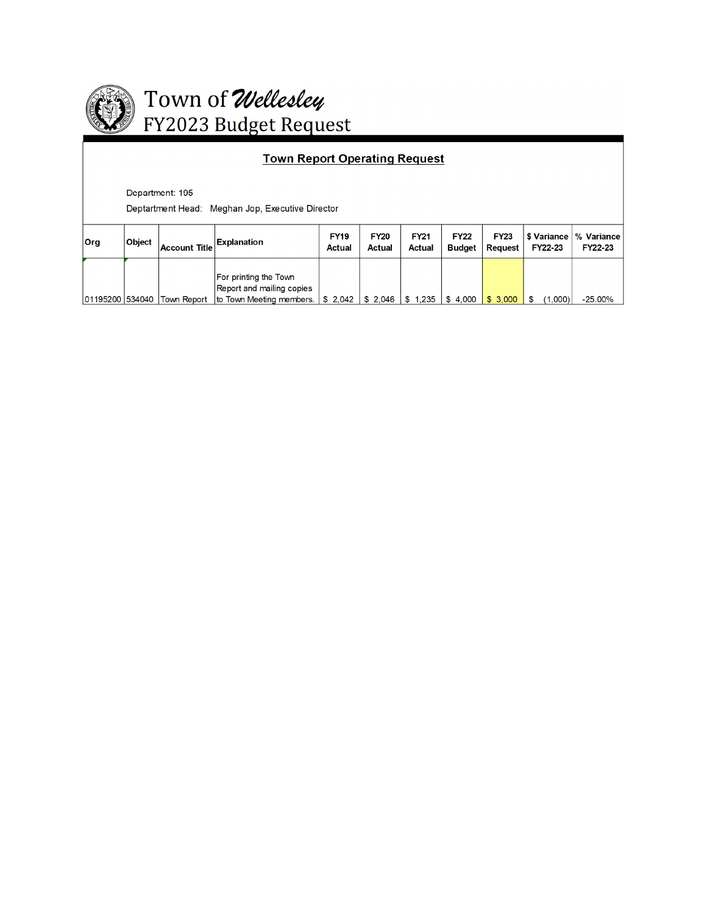# Town of *Wellesley*

## FY2023 Budget Request

### Town Report Operating Request

Department: 195

Deptartment Head: Meghan Jop, Executive Director

| Org | Object | Account Title | Explanation | FY19 Actual | FY20 Actual | FY21 Actual | FY22 Budget | FY23 Request | $ Variance FY22-23 | % Variance FY22-23 |
|---|---|---|---|---|---|---|---|---|---|---|
| 01195200 | 534040 | Town Report | For printing the Town Report and mailing copies to Town Meeting members. | $ 2,042 | $ 2,046 | $ 1,235 | $ 4,000 | $ 3,000 | $ (1,000) | -25.00% |